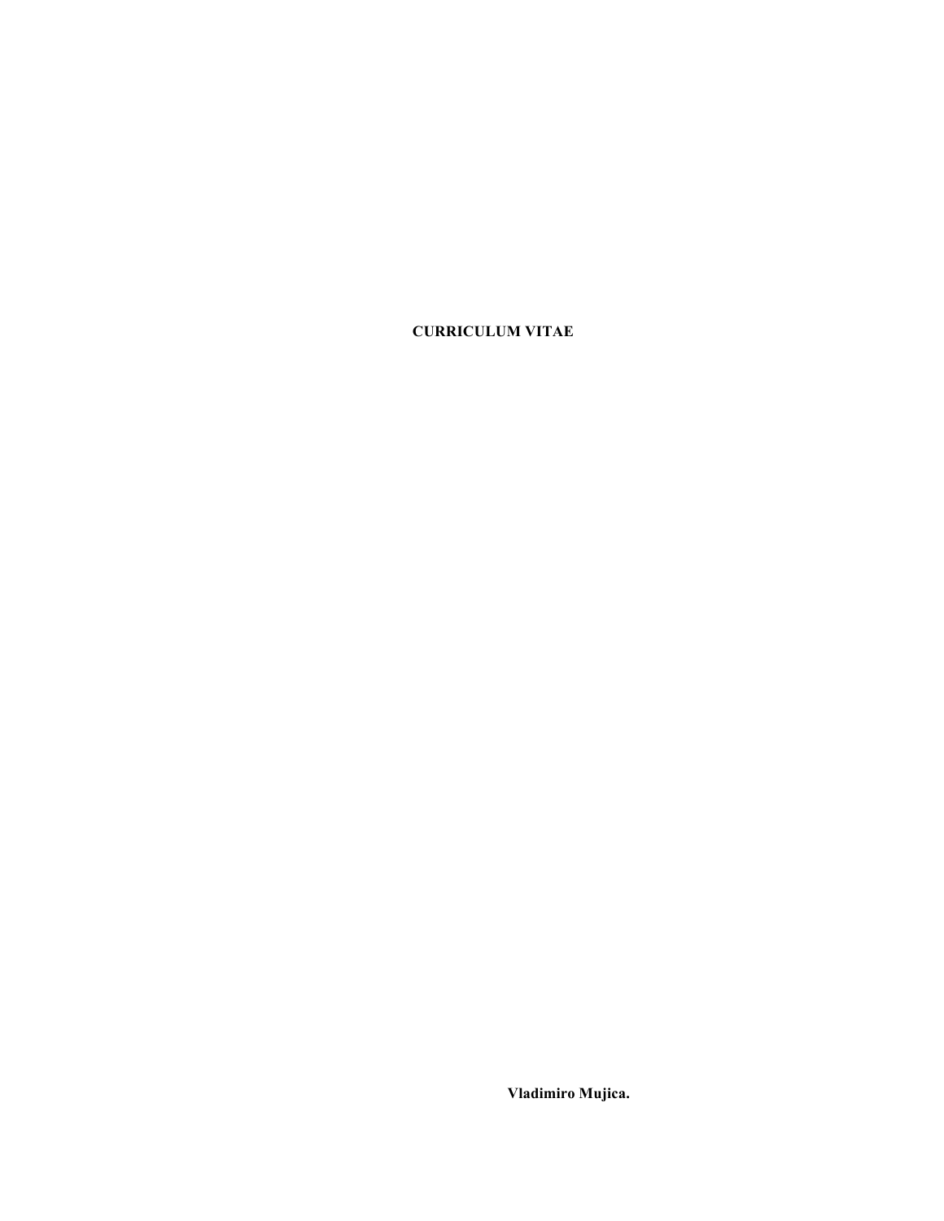# CURRICULUM VITAE

**Vladimiro Mujica.**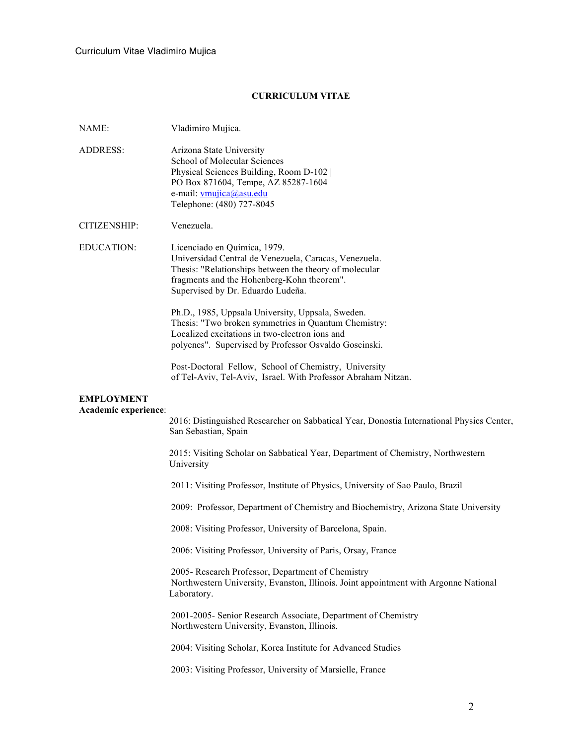**CURRICULUM VITAE**

NAME: Vladimiro Mujica.

ADDRESS: Arizona State University
School of Molecular Sciences
Physical Sciences Building, Room D-102 |
PO Box 871604, Tempe, AZ 85287-1604
e-mail: vmujica@asu.edu
Telephone: (480) 727-8045

CITIZENSHIP: Venezuela.

EDUCATION: Licenciado en Química, 1979.
Universidad Central de Venezuela, Caracas, Venezuela.
Thesis: "Relationships between the theory of molecular fragments and the Hohenberg-Kohn theorem".
Supervised by Dr. Eduardo Ludeña.

Ph.D., 1985, Uppsala University, Uppsala, Sweden.
Thesis: "Two broken symmetries in Quantum Chemistry: Localized excitations in two-electron ions and polyenes". Supervised by Professor Osvaldo Goscinski.

Post-Doctoral Fellow, School of Chemistry, University of Tel-Aviv, Tel-Aviv, Israel. With Professor Abraham Nitzan.

**EMPLOYMENT**

**Academic experience**:

2016: Distinguished Researcher on Sabbatical Year, Donostia International Physics Center, San Sebastian, Spain

2015: Visiting Scholar on Sabbatical Year, Department of Chemistry, Northwestern University

2011: Visiting Professor, Institute of Physics, University of Sao Paulo, Brazil

2009: Professor, Department of Chemistry and Biochemistry, Arizona State University

2008: Visiting Professor, University of Barcelona, Spain.

2006: Visiting Professor, University of Paris, Orsay, France

2005- Research Professor, Department of Chemistry
Northwestern University, Evanston, Illinois. Joint appointment with Argonne National Laboratory.

2001-2005- Senior Research Associate, Department of Chemistry
Northwestern University, Evanston, Illinois.

2004: Visiting Scholar, Korea Institute for Advanced Studies

2003: Visiting Professor, University of Marsielle, France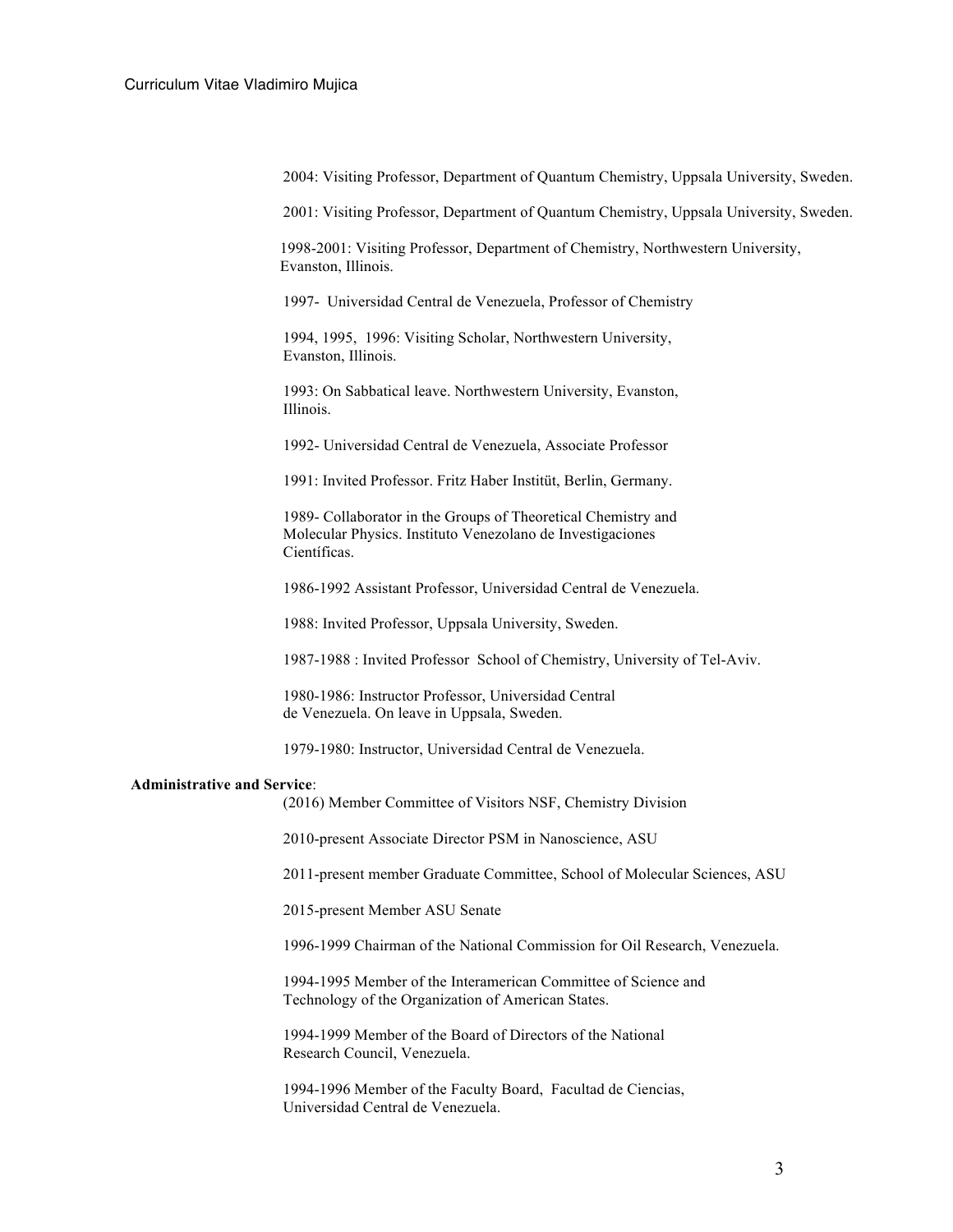2004: Visiting Professor, Department of Quantum Chemistry, Uppsala University, Sweden.

2001: Visiting Professor, Department of Quantum Chemistry, Uppsala University, Sweden.

1998-2001: Visiting Professor, Department of Chemistry, Northwestern University, Evanston, Illinois.

1997- Universidad Central de Venezuela, Professor of Chemistry

1994, 1995, 1996: Visiting Scholar, Northwestern University, Evanston, Illinois.

1993: On Sabbatical leave. Northwestern University, Evanston, Illinois.

1992- Universidad Central de Venezuela, Associate Professor

1991: Invited Professor. Fritz Haber Institüt, Berlin, Germany.

1989- Collaborator in the Groups of Theoretical Chemistry and Molecular Physics. Instituto Venezolano de Investigaciones Científicas.

1986-1992 Assistant Professor, Universidad Central de Venezuela.

1988: Invited Professor, Uppsala University, Sweden.

1987-1988 : Invited Professor School of Chemistry, University of Tel-Aviv.

1980-1986: Instructor Professor, Universidad Central de Venezuela. On leave in Uppsala, Sweden.

1979-1980: Instructor, Universidad Central de Venezuela.

**Administrative and Service**:

(2016) Member Committee of Visitors NSF, Chemistry Division

2010-present Associate Director PSM in Nanoscience, ASU

2011-present member Graduate Committee, School of Molecular Sciences, ASU

2015-present Member ASU Senate

1996-1999 Chairman of the National Commission for Oil Research, Venezuela.

1994-1995 Member of the Interamerican Committee of Science and Technology of the Organization of American States.

1994-1999 Member of the Board of Directors of the National Research Council, Venezuela.

1994-1996 Member of the Faculty Board, Facultad de Ciencias, Universidad Central de Venezuela.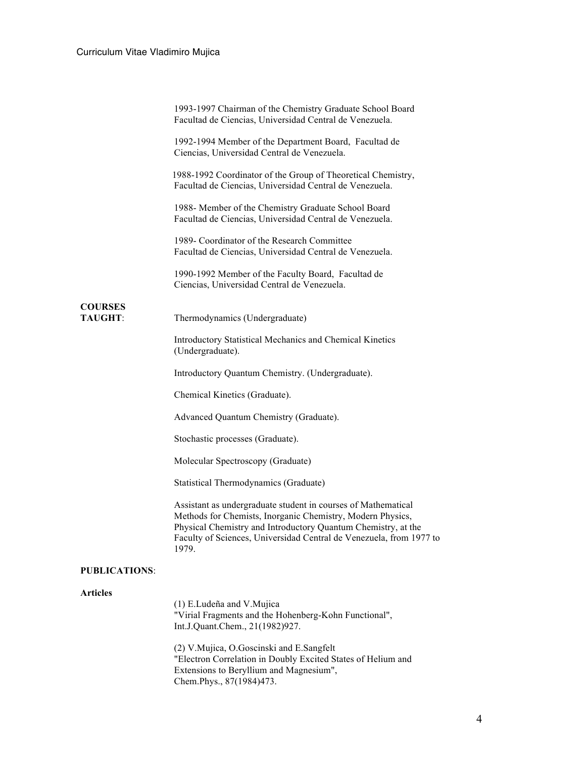1993-1997 Chairman of the Chemistry Graduate School Board Facultad de Ciencias, Universidad Central de Venezuela.

1992-1994 Member of the Department Board, Facultad de Ciencias, Universidad Central de Venezuela.

1988-1992 Coordinator of the Group of Theoretical Chemistry, Facultad de Ciencias, Universidad Central de Venezuela.

1988- Member of the Chemistry Graduate School Board Facultad de Ciencias, Universidad Central de Venezuela.

1989- Coordinator of the Research Committee Facultad de Ciencias, Universidad Central de Venezuela.

1990-1992 Member of the Faculty Board, Facultad de Ciencias, Universidad Central de Venezuela.

**COURSES TAUGHT**:

Thermodynamics (Undergraduate)

Introductory Statistical Mechanics and Chemical Kinetics (Undergraduate).

Introductory Quantum Chemistry. (Undergraduate).

Chemical Kinetics (Graduate).

Advanced Quantum Chemistry (Graduate).

Stochastic processes (Graduate).

Molecular Spectroscopy (Graduate)

Statistical Thermodynamics (Graduate)

Assistant as undergraduate student in courses of Mathematical Methods for Chemists, Inorganic Chemistry, Modern Physics, Physical Chemistry and Introductory Quantum Chemistry, at the Faculty of Sciences, Universidad Central de Venezuela, from 1977 to 1979.

**PUBLICATIONS**:

**Articles**

(1) E.Ludeña and V.Mujica
"Virial Fragments and the Hohenberg-Kohn Functional",
Int.J.Quant.Chem., 21(1982)927.

(2) V.Mujica, O.Goscinski and E.Sangfelt
"Electron Correlation in Doubly Excited States of Helium and Extensions to Beryllium and Magnesium",
Chem.Phys., 87(1984)473.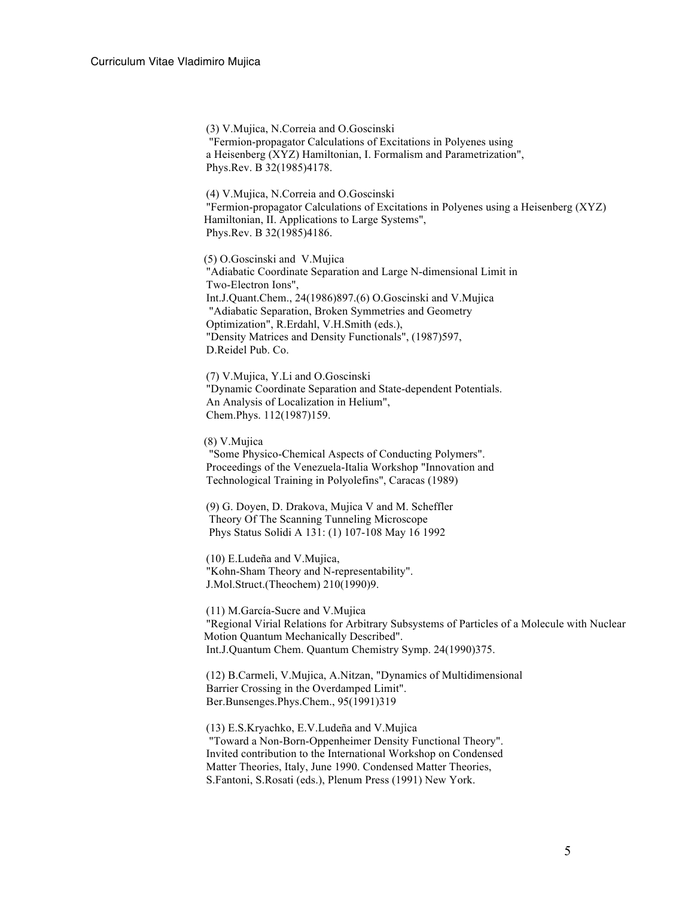(3) V.Mujica, N.Correia and O.Goscinski
"Fermion-propagator Calculations of Excitations in Polyenes using a Heisenberg (XYZ) Hamiltonian, I. Formalism and Parametrization",
Phys.Rev. B 32(1985)4178.

(4) V.Mujica, N.Correia and O.Goscinski
"Fermion-propagator Calculations of Excitations in Polyenes using a Heisenberg (XYZ) Hamiltonian, II. Applications to Large Systems",
Phys.Rev. B 32(1985)4186.

(5) O.Goscinski and V.Mujica
"Adiabatic Coordinate Separation and Large N-dimensional Limit in Two-Electron Ions",
Int.J.Quant.Chem., 24(1986)897.(6) O.Goscinski and V.Mujica
"Adiabatic Separation, Broken Symmetries and Geometry Optimization", R.Erdahl, V.H.Smith (eds.),
"Density Matrices and Density Functionals", (1987)597,
D.Reidel Pub. Co.

(7) V.Mujica, Y.Li and O.Goscinski
"Dynamic Coordinate Separation and State-dependent Potentials. An Analysis of Localization in Helium",
Chem.Phys. 112(1987)159.

(8) V.Mujica
"Some Physico-Chemical Aspects of Conducting Polymers".
Proceedings of the Venezuela-Italia Workshop "Innovation and Technological Training in Polyolefins", Caracas (1989)

(9) G. Doyen, D. Drakova, Mujica V and M. Scheffler
Theory Of The Scanning Tunneling Microscope
Phys Status Solidi A 131: (1) 107-108 May 16 1992

(10) E.Ludeña and V.Mujica,
"Kohn-Sham Theory and N-representability".
J.Mol.Struct.(Theochem) 210(1990)9.

(11) M.García-Sucre and V.Mujica
"Regional Virial Relations for Arbitrary Subsystems of Particles of a Molecule with Nuclear Motion Quantum Mechanically Described".
Int.J.Quantum Chem. Quantum Chemistry Symp. 24(1990)375.

(12) B.Carmeli, V.Mujica, A.Nitzan, "Dynamics of Multidimensional Barrier Crossing in the Overdamped Limit".
Ber.Bunsenges.Phys.Chem., 95(1991)319

(13) E.S.Kryachko, E.V.Ludeña and V.Mujica
"Toward a Non-Born-Oppenheimer Density Functional Theory".
Invited contribution to the International Workshop on Condensed Matter Theories, Italy, June 1990. Condensed Matter Theories, S.Fantoni, S.Rosati (eds.), Plenum Press (1991) New York.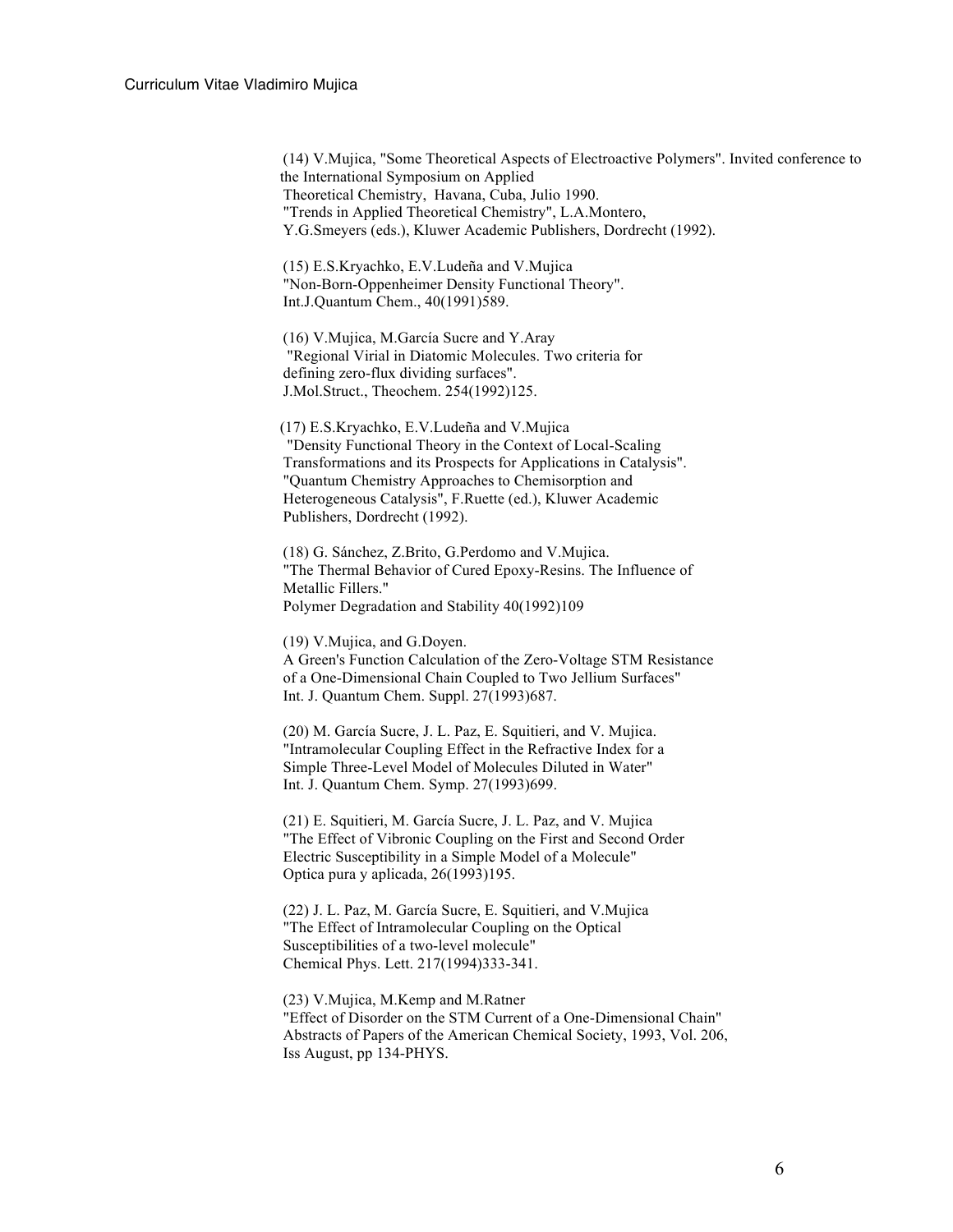(14) V.Mujica, "Some Theoretical Aspects of Electroactive Polymers". Invited conference to the International Symposium on Applied Theoretical Chemistry, Havana, Cuba, Julio 1990.
"Trends in Applied Theoretical Chemistry", L.A.Montero, Y.G.Smeyers (eds.), Kluwer Academic Publishers, Dordrecht (1992).

(15) E.S.Kryachko, E.V.Ludeña and V.Mujica
"Non-Born-Oppenheimer Density Functional Theory".
Int.J.Quantum Chem., 40(1991)589.

(16) V.Mujica, M.García Sucre and Y.Aray
"Regional Virial in Diatomic Molecules. Two criteria for defining zero-flux dividing surfaces".
J.Mol.Struct., Theochem. 254(1992)125.

(17) E.S.Kryachko, E.V.Ludeña and V.Mujica
"Density Functional Theory in the Context of Local-Scaling Transformations and its Prospects for Applications in Catalysis".
"Quantum Chemistry Approaches to Chemisorption and Heterogeneous Catalysis", F.Ruette (ed.), Kluwer Academic Publishers, Dordrecht (1992).

(18) G. Sánchez, Z.Brito, G.Perdomo and V.Mujica.
"The Thermal Behavior of Cured Epoxy-Resins. The Influence of Metallic Fillers."
Polymer Degradation and Stability 40(1992)109

(19) V.Mujica, and G.Doyen.
A Green's Function Calculation of the Zero-Voltage STM Resistance of a One-Dimensional Chain Coupled to Two Jellium Surfaces"
Int. J. Quantum Chem. Suppl. 27(1993)687.

(20) M. García Sucre, J. L. Paz, E. Squitieri, and V. Mujica.
"Intramolecular Coupling Effect in the Refractive Index for a Simple Three-Level Model of Molecules Diluted in Water"
Int. J. Quantum Chem. Symp. 27(1993)699.

(21) E. Squitieri, M. García Sucre, J. L. Paz, and V. Mujica
"The Effect of Vibronic Coupling on the First and Second Order Electric Susceptibility in a Simple Model of a Molecule"
Optica pura y aplicada, 26(1993)195.

(22) J. L. Paz, M. García Sucre, E. Squitieri, and V.Mujica
"The Effect of Intramolecular Coupling on the Optical Susceptibilities of a two-level molecule"
Chemical Phys. Lett. 217(1994)333-341.

(23) V.Mujica, M.Kemp and M.Ratner
"Effect of Disorder on the STM Current of a One-Dimensional Chain"
Abstracts of Papers of the American Chemical Society, 1993, Vol. 206, Iss August, pp 134-PHYS.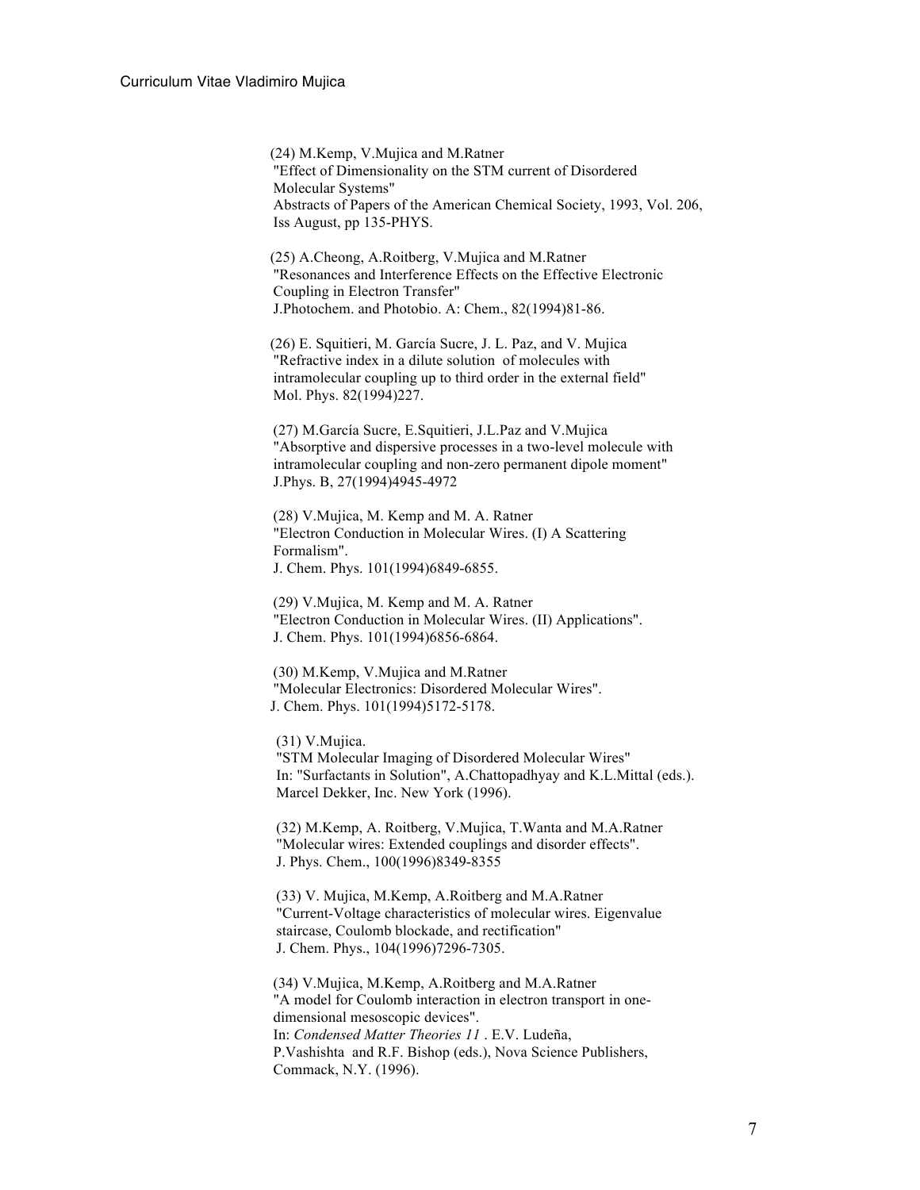(24) M.Kemp, V.Mujica and M.Ratner
"Effect of Dimensionality on the STM current of Disordered Molecular Systems"
Abstracts of Papers of the American Chemical Society, 1993, Vol. 206, Iss August, pp 135-PHYS.

(25) A.Cheong, A.Roitberg, V.Mujica and M.Ratner
"Resonances and Interference Effects on the Effective Electronic Coupling in Electron Transfer"
J.Photochem. and Photobio. A: Chem., 82(1994)81-86.

(26) E. Squitieri, M. García Sucre, J. L. Paz, and V. Mujica
"Refractive index in a dilute solution of molecules with intramolecular coupling up to third order in the external field"
Mol. Phys. 82(1994)227.

(27) M.García Sucre, E.Squitieri, J.L.Paz and V.Mujica
"Absorptive and dispersive processes in a two-level molecule with intramolecular coupling and non-zero permanent dipole moment"
J.Phys. B, 27(1994)4945-4972

(28) V.Mujica, M. Kemp and M. A. Ratner
"Electron Conduction in Molecular Wires. (I) A Scattering Formalism".
J. Chem. Phys. 101(1994)6849-6855.

(29) V.Mujica, M. Kemp and M. A. Ratner
"Electron Conduction in Molecular Wires. (II) Applications".
J. Chem. Phys. 101(1994)6856-6864.

(30) M.Kemp, V.Mujica and M.Ratner
"Molecular Electronics: Disordered Molecular Wires".
J. Chem. Phys. 101(1994)5172-5178.

(31) V.Mujica.
"STM Molecular Imaging of Disordered Molecular Wires"
In: "Surfactants in Solution", A.Chattopadhyay and K.L.Mittal (eds.). Marcel Dekker, Inc. New York (1996).

(32) M.Kemp, A. Roitberg, V.Mujica, T.Wanta and M.A.Ratner
"Molecular wires: Extended couplings and disorder effects".
J. Phys. Chem., 100(1996)8349-8355

(33) V. Mujica, M.Kemp, A.Roitberg and M.A.Ratner
"Current-Voltage characteristics of molecular wires. Eigenvalue staircase, Coulomb blockade, and rectification"
J. Chem. Phys., 104(1996)7296-7305.

(34) V.Mujica, M.Kemp, A.Roitberg and M.A.Ratner
"A model for Coulomb interaction in electron transport in one-dimensional mesoscopic devices".
In: *Condensed Matter Theories 11* . E.V. Ludeña, P.Vashishta and R.F. Bishop (eds.), Nova Science Publishers, Commack, N.Y. (1996).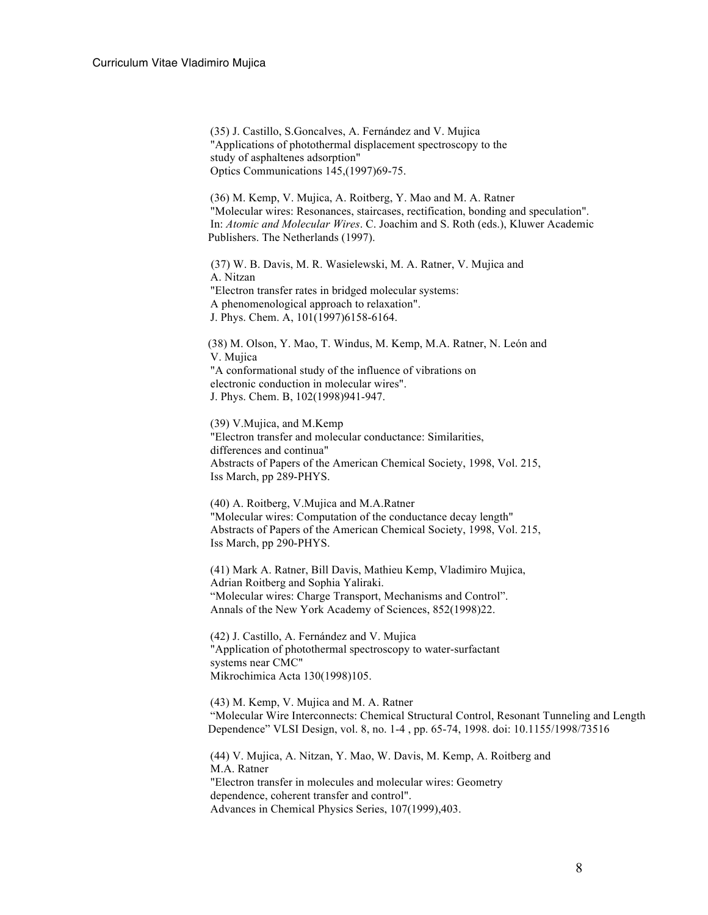(35) J. Castillo, S.Goncalves, A. Fernández and V. Mujica
"Applications of photothermal displacement spectroscopy to the study of asphaltenes adsorption"
Optics Communications 145,(1997)69-75.

(36) M. Kemp, V. Mujica, A. Roitberg, Y. Mao and M. A. Ratner
"Molecular wires: Resonances, staircases, rectification, bonding and speculation".
In: *Atomic and Molecular Wires*. C. Joachim and S. Roth (eds.), Kluwer Academic Publishers. The Netherlands (1997).

(37) W. B. Davis, M. R. Wasielewski, M. A. Ratner, V. Mujica and A. Nitzan
"Electron transfer rates in bridged molecular systems: A phenomenological approach to relaxation".
J. Phys. Chem. A, 101(1997)6158-6164.

(38) M. Olson, Y. Mao, T. Windus, M. Kemp, M.A. Ratner, N. León and V. Mujica
"A conformational study of the influence of vibrations on electronic conduction in molecular wires".
J. Phys. Chem. B, 102(1998)941-947.

(39) V.Mujica, and M.Kemp
"Electron transfer and molecular conductance: Similarities, differences and continua"
Abstracts of Papers of the American Chemical Society, 1998, Vol. 215, Iss March, pp 289-PHYS.

(40) A. Roitberg, V.Mujica and M.A.Ratner
"Molecular wires: Computation of the conductance decay length"
Abstracts of Papers of the American Chemical Society, 1998, Vol. 215, Iss March, pp 290-PHYS.

(41) Mark A. Ratner, Bill Davis, Mathieu Kemp, Vladimiro Mujica, Adrian Roitberg and Sophia Yaliraki.
"Molecular wires: Charge Transport, Mechanisms and Control".
Annals of the New York Academy of Sciences, 852(1998)22.

(42) J. Castillo, A. Fernández and V. Mujica
"Application of photothermal spectroscopy to water-surfactant systems near CMC"
Mikrochimica Acta 130(1998)105.

(43) M. Kemp, V. Mujica and M. A. Ratner
"Molecular Wire Interconnects: Chemical Structural Control, Resonant Tunneling and Length Dependence" VLSI Design, vol. 8, no. 1-4 , pp. 65-74, 1998. doi: 10.1155/1998/73516

(44) V. Mujica, A. Nitzan, Y. Mao, W. Davis, M. Kemp, A. Roitberg and M.A. Ratner
"Electron transfer in molecules and molecular wires: Geometry dependence, coherent transfer and control".
Advances in Chemical Physics Series, 107(1999),403.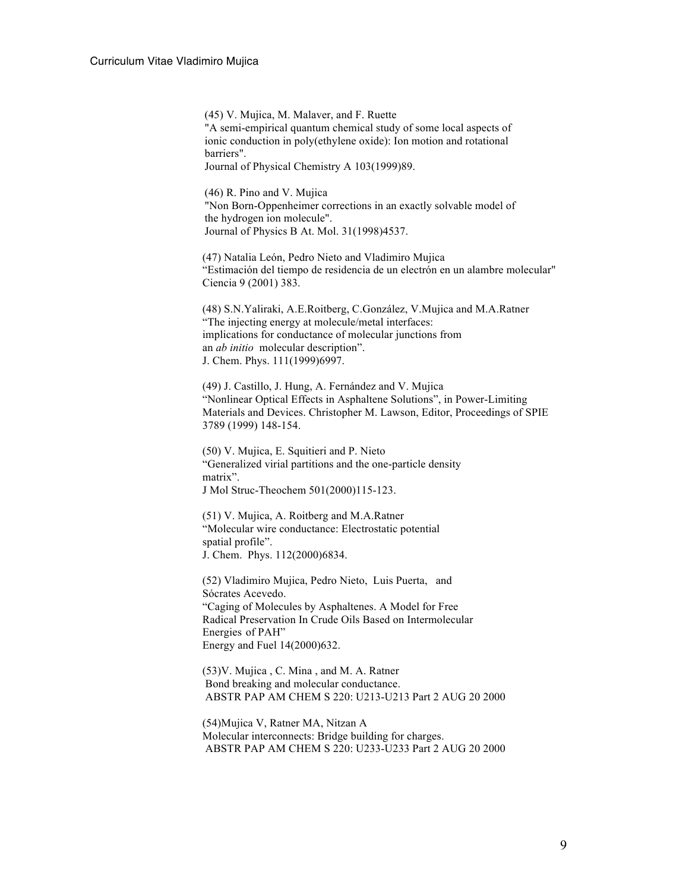(45) V. Mujica, M. Malaver, and F. Ruette
"A semi-empirical quantum chemical study of some local aspects of ionic conduction in poly(ethylene oxide): Ion motion and rotational barriers".
Journal of Physical Chemistry A 103(1999)89.

(46) R. Pino and V. Mujica
"Non Born-Oppenheimer corrections in an exactly solvable model of the hydrogen ion molecule".
Journal of Physics B At. Mol. 31(1998)4537.

(47) Natalia León, Pedro Nieto and Vladimiro Mujica
"Estimación del tiempo de residencia de un electrón en un alambre molecular"
Ciencia 9 (2001) 383.

(48) S.N.Yaliraki, A.E.Roitberg, C.González, V.Mujica and M.A.Ratner
"The injecting energy at molecule/metal interfaces: implications for conductance of molecular junctions from an *ab initio* molecular description".
J. Chem. Phys. 111(1999)6997.

(49) J. Castillo, J. Hung, A. Fernández and V. Mujica
"Nonlinear Optical Effects in Asphaltene Solutions", in Power-Limiting Materials and Devices. Christopher M. Lawson, Editor, Proceedings of SPIE 3789 (1999) 148-154.

(50) V. Mujica, E. Squitieri and P. Nieto
"Generalized virial partitions and the one-particle density matrix".
J Mol Struc-Theochem 501(2000)115-123.

(51) V. Mujica, A. Roitberg and M.A.Ratner
"Molecular wire conductance: Electrostatic potential spatial profile".
J. Chem. Phys. 112(2000)6834.

(52) Vladimiro Mujica, Pedro Nieto, Luis Puerta, and Sócrates Acevedo.
"Caging of Molecules by Asphaltenes. A Model for Free Radical Preservation In Crude Oils Based on Intermolecular Energies of PAH"
Energy and Fuel 14(2000)632.

(53)V. Mujica , C. Mina , and M. A. Ratner
Bond breaking and molecular conductance.
ABSTR PAP AM CHEM S 220: U213-U213 Part 2 AUG 20 2000

(54)Mujica V, Ratner MA, Nitzan A
Molecular interconnects: Bridge building for charges.
ABSTR PAP AM CHEM S 220: U233-U233 Part 2 AUG 20 2000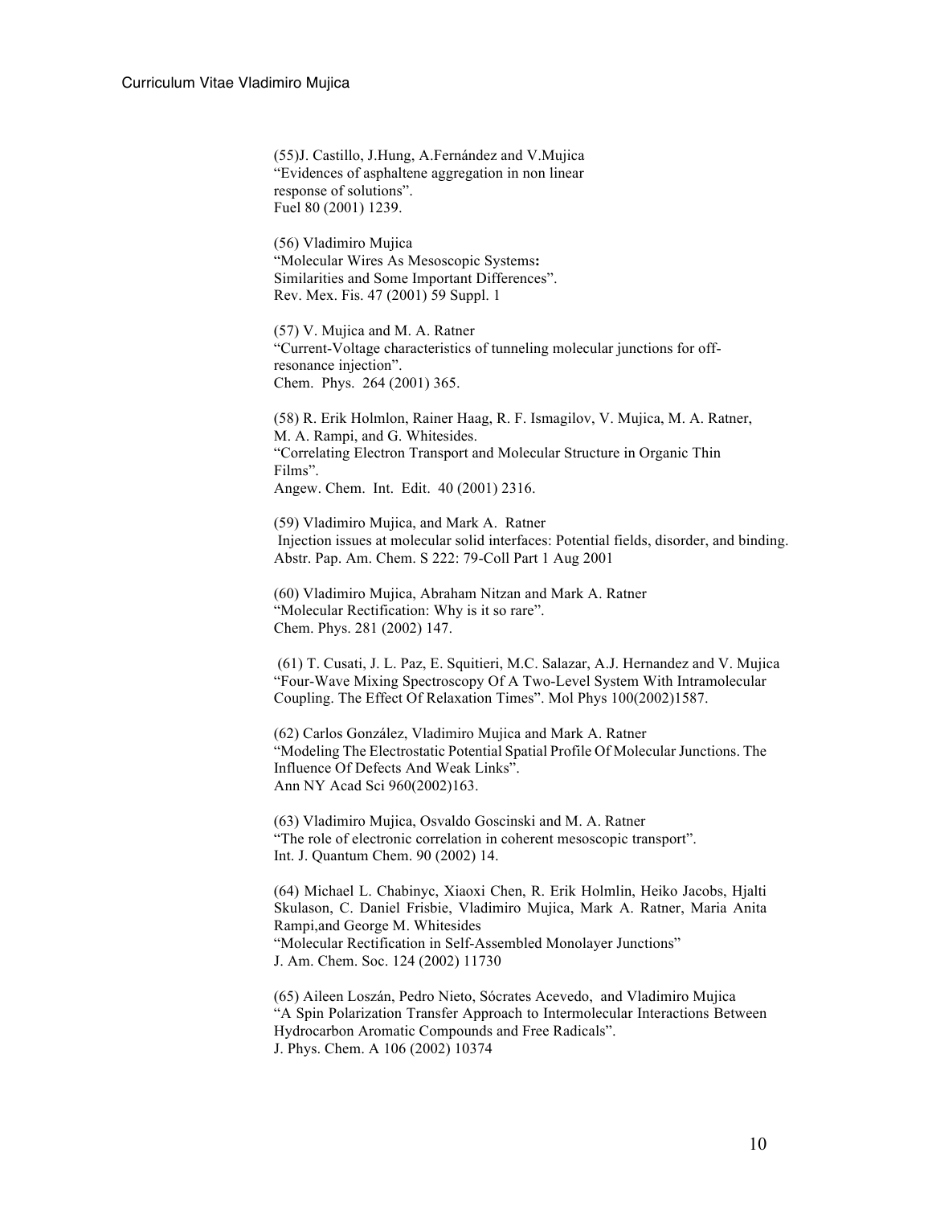(55)J. Castillo, J.Hung, A.Fernández and V.Mujica
"Evidences of asphaltene aggregation in non linear response of solutions".
Fuel 80 (2001) 1239.

(56) Vladimiro Mujica
"Molecular Wires As Mesoscopic Systems**:** Similarities and Some Important Differences".
Rev. Mex. Fis. 47 (2001) 59 Suppl. 1

(57) V. Mujica and M. A. Ratner
"Current-Voltage characteristics of tunneling molecular junctions for off-resonance injection".
Chem. Phys. 264 (2001) 365.

(58) R. Erik Holmlon, Rainer Haag, R. F. Ismagilov, V. Mujica, M. A. Ratner, M. A. Rampi, and G. Whitesides.
"Correlating Electron Transport and Molecular Structure in Organic Thin Films".
Angew. Chem. Int. Edit. 40 (2001) 2316.

(59) Vladimiro Mujica, and Mark A. Ratner
Injection issues at molecular solid interfaces: Potential fields, disorder, and binding.
Abstr. Pap. Am. Chem. S 222: 79-Coll Part 1 Aug 2001

(60) Vladimiro Mujica, Abraham Nitzan and Mark A. Ratner
"Molecular Rectification: Why is it so rare".
Chem. Phys. 281 (2002) 147.

(61) T. Cusati, J. L. Paz, E. Squitieri, M.C. Salazar, A.J. Hernandez and V. Mujica
"Four-Wave Mixing Spectroscopy Of A Two-Level System With Intramolecular Coupling. The Effect Of Relaxation Times". Mol Phys 100(2002)1587.

(62) Carlos González, Vladimiro Mujica and Mark A. Ratner
"Modeling The Electrostatic Potential Spatial Profile Of Molecular Junctions. The Influence Of Defects And Weak Links".
Ann NY Acad Sci 960(2002)163.

(63) Vladimiro Mujica, Osvaldo Goscinski and M. A. Ratner
"The role of electronic correlation in coherent mesoscopic transport".
Int. J. Quantum Chem. 90 (2002) 14.

(64) Michael L. Chabinyc, Xiaoxi Chen, R. Erik Holmlin, Heiko Jacobs, Hjalti Skulason, C. Daniel Frisbie, Vladimiro Mujica, Mark A. Ratner, Maria Anita Rampi,and George M. Whitesides
"Molecular Rectification in Self-Assembled Monolayer Junctions"
J. Am. Chem. Soc. 124 (2002) 11730

(65) Aileen Loszán, Pedro Nieto, Sócrates Acevedo, and Vladimiro Mujica
"A Spin Polarization Transfer Approach to Intermolecular Interactions Between Hydrocarbon Aromatic Compounds and Free Radicals".
J. Phys. Chem. A 106 (2002) 10374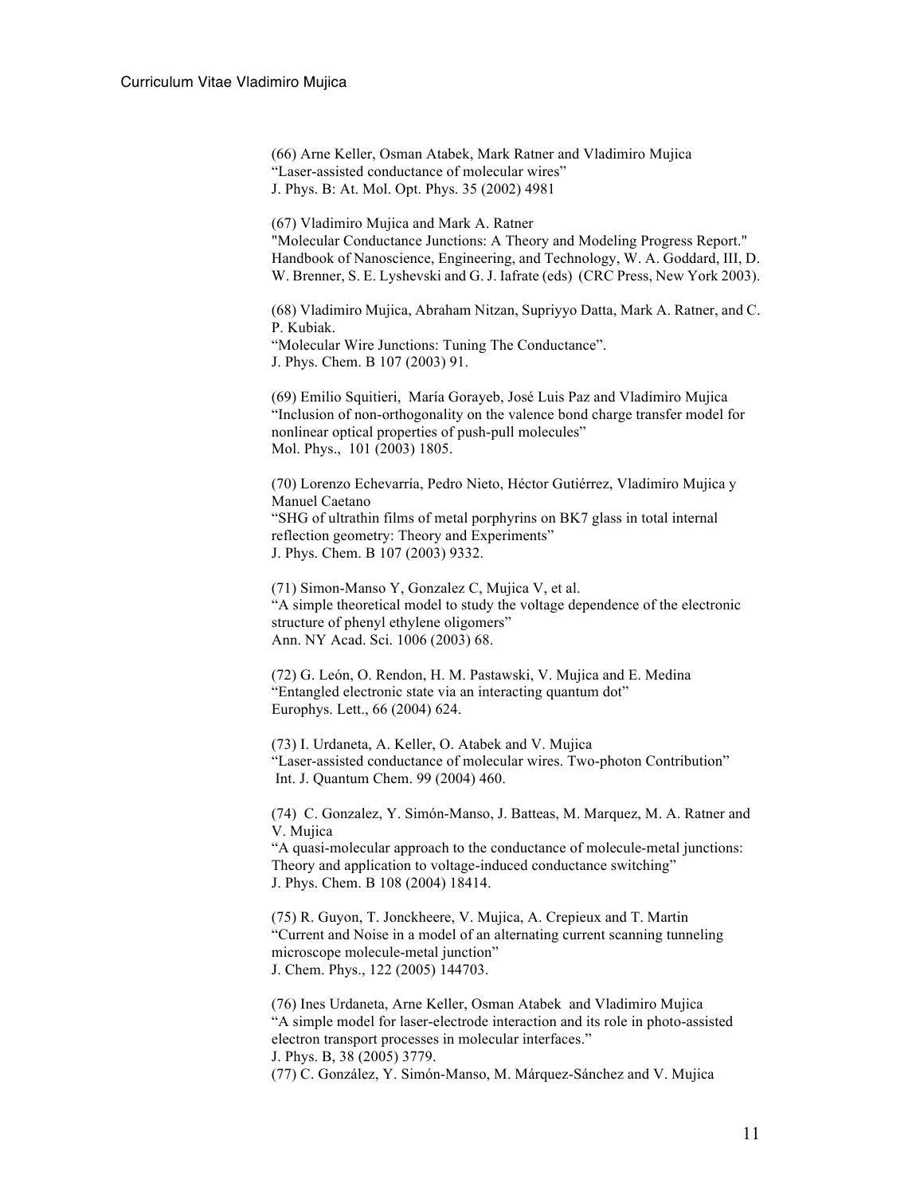(66) Arne Keller, Osman Atabek, Mark Ratner and Vladimiro Mujica
"Laser-assisted conductance of molecular wires"
J. Phys. B: At. Mol. Opt. Phys. 35 (2002) 4981

(67) Vladimiro Mujica and Mark A. Ratner
"Molecular Conductance Junctions: A Theory and Modeling Progress Report."
Handbook of Nanoscience, Engineering, and Technology, W. A. Goddard, III, D. W. Brenner, S. E. Lyshevski and G. J. Iafrate (eds) (CRC Press, New York 2003).

(68) Vladimiro Mujica, Abraham Nitzan, Supriyyo Datta, Mark A. Ratner, and C. P. Kubiak.
"Molecular Wire Junctions: Tuning The Conductance".
J. Phys. Chem. B 107 (2003) 91.

(69) Emilio Squitieri, María Gorayeb, José Luis Paz and Vladimiro Mujica
"Inclusion of non-orthogonality on the valence bond charge transfer model for nonlinear optical properties of push-pull molecules"
Mol. Phys., 101 (2003) 1805.

(70) Lorenzo Echevarría, Pedro Nieto, Héctor Gutiérrez, Vladimiro Mujica y Manuel Caetano
"SHG of ultrathin films of metal porphyrins on BK7 glass in total internal reflection geometry: Theory and Experiments"
J. Phys. Chem. B 107 (2003) 9332.

(71) Simon-Manso Y, Gonzalez C, Mujica V, et al.
"A simple theoretical model to study the voltage dependence of the electronic structure of phenyl ethylene oligomers"
Ann. NY Acad. Sci. 1006 (2003) 68.

(72) G. León, O. Rendon, H. M. Pastawski, V. Mujica and E. Medina
"Entangled electronic state via an interacting quantum dot"
Europhys. Lett., 66 (2004) 624.

(73) I. Urdaneta, A. Keller, O. Atabek and V. Mujica
"Laser-assisted conductance of molecular wires. Two-photon Contribution"
Int. J. Quantum Chem. 99 (2004) 460.

(74) C. Gonzalez, Y. Simón-Manso, J. Batteas, M. Marquez, M. A. Ratner and V. Mujica
"A quasi-molecular approach to the conductance of molecule-metal junctions: Theory and application to voltage-induced conductance switching"
J. Phys. Chem. B 108 (2004) 18414.

(75) R. Guyon, T. Jonckheere, V. Mujica, A. Crepieux and T. Martin
"Current and Noise in a model of an alternating current scanning tunneling microscope molecule-metal junction"
J. Chem. Phys., 122 (2005) 144703.

(76) Ines Urdaneta, Arne Keller, Osman Atabek and Vladimiro Mujica
"A simple model for laser-electrode interaction and its role in photo-assisted electron transport processes in molecular interfaces."
J. Phys. B, 38 (2005) 3779.

(77) C. González, Y. Simón-Manso, M. Márquez-Sánchez and V. Mujica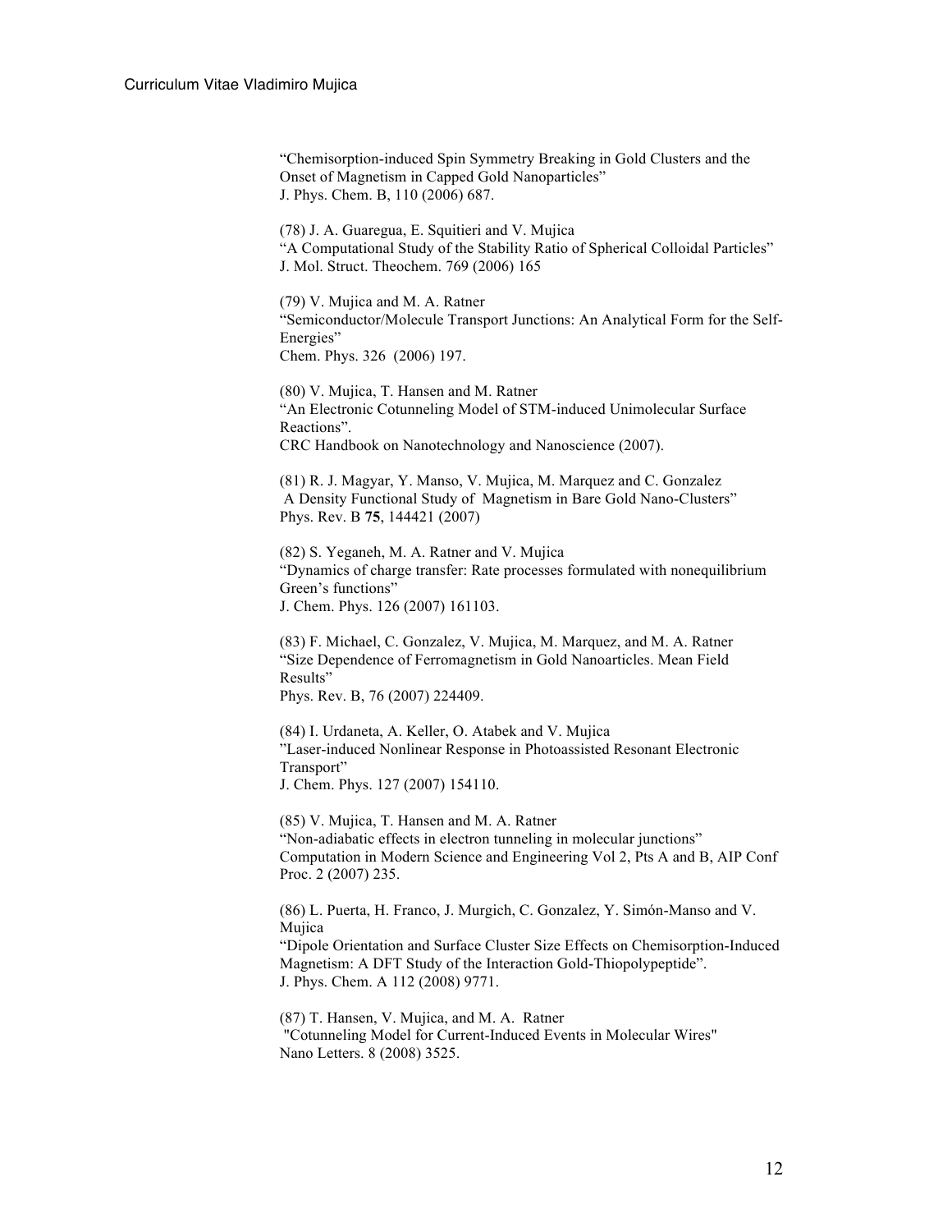"Chemisorption-induced Spin Symmetry Breaking in Gold Clusters and the Onset of Magnetism in Capped Gold Nanoparticles"
J. Phys. Chem. B, 110 (2006) 687.

(78) J. A. Guaregua, E. Squitieri and V. Mujica
"A Computational Study of the Stability Ratio of Spherical Colloidal Particles"
J. Mol. Struct. Theochem. 769 (2006) 165

(79) V. Mujica and M. A. Ratner
"Semiconductor/Molecule Transport Junctions: An Analytical Form for the Self-Energies"
Chem. Phys. 326 (2006) 197.

(80) V. Mujica, T. Hansen and M. Ratner
"An Electronic Cotunneling Model of STM-induced Unimolecular Surface Reactions".
CRC Handbook on Nanotechnology and Nanoscience (2007).

(81) R. J. Magyar, Y. Manso, V. Mujica, M. Marquez and C. Gonzalez
A Density Functional Study of Magnetism in Bare Gold Nano-Clusters"
Phys. Rev. B **75**, 144421 (2007)

(82) S. Yeganeh, M. A. Ratner and V. Mujica
"Dynamics of charge transfer: Rate processes formulated with nonequilibrium Green's functions"
J. Chem. Phys. 126 (2007) 161103.

(83) F. Michael, C. Gonzalez, V. Mujica, M. Marquez, and M. A. Ratner
"Size Dependence of Ferromagnetism in Gold Nanoarticles. Mean Field Results"
Phys. Rev. B, 76 (2007) 224409.

(84) I. Urdaneta, A. Keller, O. Atabek and V. Mujica
"Laser-induced Nonlinear Response in Photoassisted Resonant Electronic Transport"
J. Chem. Phys. 127 (2007) 154110.

(85) V. Mujica, T. Hansen and M. A. Ratner
"Non-adiabatic effects in electron tunneling in molecular junctions"
Computation in Modern Science and Engineering Vol 2, Pts A and B, AIP Conf Proc. 2 (2007) 235.

(86) L. Puerta, H. Franco, J. Murgich, C. Gonzalez, Y. Simón-Manso and V. Mujica
"Dipole Orientation and Surface Cluster Size Effects on Chemisorption-Induced Magnetism: A DFT Study of the Interaction Gold-Thiopolypeptide".
J. Phys. Chem. A 112 (2008) 9771.

(87) T. Hansen, V. Mujica, and M. A. Ratner
"Cotunneling Model for Current-Induced Events in Molecular Wires"
Nano Letters. 8 (2008) 3525.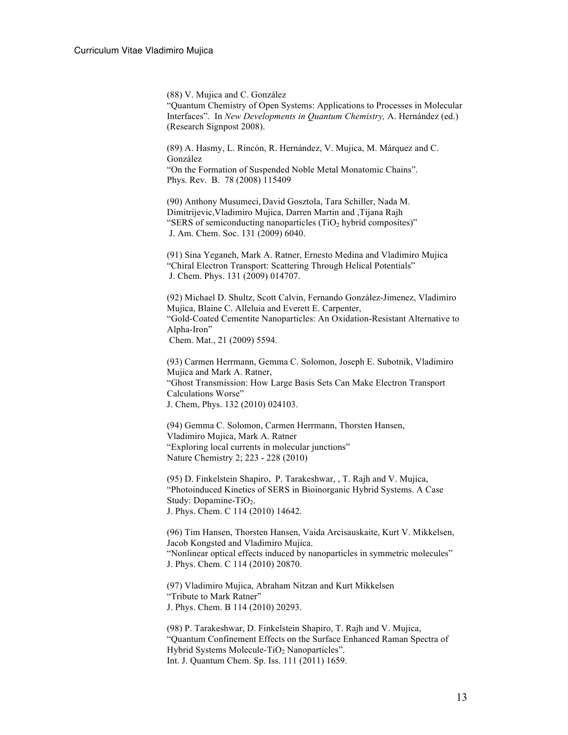(88) V. Mujica and C. González
"Quantum Chemistry of Open Systems: Applications to Processes in Molecular Interfaces". In *New Developments in Quantum Chemistry,* A. Hernández (ed.) (Research Signpost 2008).

(89) A. Hasmy, L. Rincón, R. Hernández, V. Mujica, M. Márquez and C. González
"On the Formation of Suspended Noble Metal Monatomic Chains".
Phys. Rev. B. 78 (2008) 115409

(90) Anthony Musumeci, David Gosztola, Tara Schiller, Nada M. Dimitrijevic,Vladimiro Mujica, Darren Martin and ,Tijana Rajh
"SERS of semiconducting nanoparticles ($TiO_2$ hybrid composites)"
J. Am. Chem. Soc. 131 (2009) 6040.

(91) Sina Yeganeh, Mark A. Ratner, Ernesto Medina and Vladimiro Mujica
"Chiral Electron Transport: Scattering Through Helical Potentials"
J. Chem. Phys. 131 (2009) 014707.

(92) Michael D. Shultz, Scott Calvin, Fernando González-Jimenez, Vladimiro Mujica, Blaine C. Alleluia and Everett E. Carpenter,
"Gold-Coated Cementite Nanoparticles: An Oxidation-Resistant Alternative to Alpha-Iron"
Chem. Mat., 21 (2009) 5594.

(93) Carmen Herrmann, Gemma C. Solomon, Joseph E. Subotnik, Vladimiro Mujica and Mark A. Ratner,
"Ghost Transmission: How Large Basis Sets Can Make Electron Transport Calculations Worse"
J. Chem, Phys. 132 (2010) 024103.

(94) Gemma C. Solomon, Carmen Herrmann, Thorsten Hansen, Vladimiro Mujica, Mark A. Ratner
"Exploring local currents in molecular junctions"
Nature Chemistry 2; 223 - 228 (2010)

(95) D. Finkelstein Shapiro, P. Tarakeshwar, , T. Rajh and V. Mujica,
"Photoinduced Kinetics of SERS in Bioinorganic Hybrid Systems. A Case Study: Dopamine-$TiO_2$.
J. Phys. Chem. C 114 (2010) 14642.

(96) Tim Hansen, Thorsten Hansen, Vaida Arcisauskaite, Kurt V. Mikkelsen, Jacob Kongsted and Vladimiro Mujica.
"Nonlinear optical effects induced by nanoparticles in symmetric molecules"
J. Phys. Chem. C 114 (2010) 20870.

(97) Vladimiro Mujica, Abraham Nitzan and Kurt Mikkelsen
"Tribute to Mark Ratner"
J. Phys. Chem. B 114 (2010) 20293.

(98) P. Tarakeshwar, D. Finkelstein Shapiro, T. Rajh and V. Mujica,
"Quantum Confinement Effects on the Surface Enhanced Raman Spectra of Hybrid Systems Molecule-$TiO_2$ Nanoparticles".
Int. J. Quantum Chem. Sp. Iss. 111 (2011) 1659.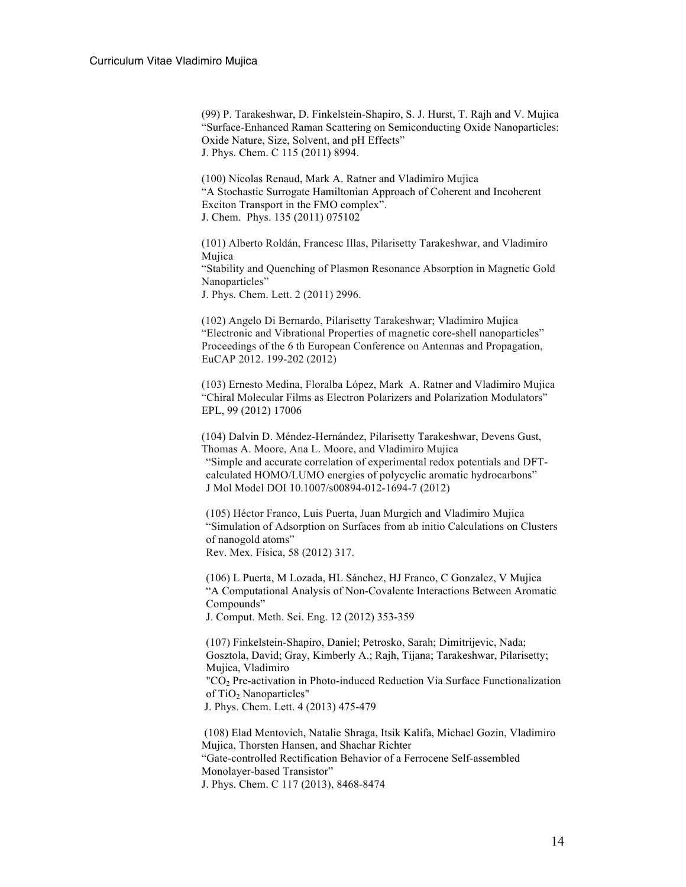(99) P. Tarakeshwar, D. Finkelstein-Shapiro, S. J. Hurst, T. Rajh and V. Mujica
"Surface-Enhanced Raman Scattering on Semiconducting Oxide Nanoparticles: Oxide Nature, Size, Solvent, and pH Effects"
J. Phys. Chem. C 115 (2011) 8994.

(100) Nicolas Renaud, Mark A. Ratner and Vladimiro Mujica
"A Stochastic Surrogate Hamiltonian Approach of Coherent and Incoherent Exciton Transport in the FMO complex".
J. Chem. Phys. 135 (2011) 075102

(101) Alberto Roldán, Francesc Illas, Pilarisetty Tarakeshwar, and Vladimiro Mujica
"Stability and Quenching of Plasmon Resonance Absorption in Magnetic Gold Nanoparticles"
J. Phys. Chem. Lett. 2 (2011) 2996.

(102) Angelo Di Bernardo, Pilarisetty Tarakeshwar; Vladimiro Mujica
"Electronic and Vibrational Properties of magnetic core-shell nanoparticles"
Proceedings of the 6 th European Conference on Antennas and Propagation, EuCAP 2012. 199-202 (2012)

(103) Ernesto Medina, Floralba López, Mark A. Ratner and Vladimiro Mujica
"Chiral Molecular Films as Electron Polarizers and Polarization Modulators"
EPL, 99 (2012) 17006

(104) Dalvin D. Méndez-Hernández, Pilarisetty Tarakeshwar, Devens Gust, Thomas A. Moore, Ana L. Moore, and Vladimiro Mujica
"Simple and accurate correlation of experimental redox potentials and DFT-calculated HOMO/LUMO energies of polycyclic aromatic hydrocarbons"
J Mol Model DOI 10.1007/s00894-012-1694-7 (2012)

(105) Héctor Franco, Luis Puerta, Juan Murgich and Vladimiro Mujica
"Simulation of Adsorption on Surfaces from ab initio Calculations on Clusters of nanogold atoms"
Rev. Mex. Física, 58 (2012) 317.

(106) L Puerta, M Lozada, HL Sánchez, HJ Franco, C Gonzalez, V Mujica
"A Computational Analysis of Non-Covalente Interactions Between Aromatic Compounds"
J. Comput. Meth. Sci. Eng. 12 (2012) 353-359

(107) Finkelstein-Shapiro, Daniel; Petrosko, Sarah; Dimitrijevic, Nada; Gosztola, David; Gray, Kimberly A.; Rajh, Tijana; Tarakeshwar, Pilarisetty; Mujica, Vladimiro
"$CO_2$ Pre-activation in Photo-induced Reduction Via Surface Functionalization of $TiO_2$ Nanoparticles"
J. Phys. Chem. Lett. 4 (2013) 475-479

(108) Elad Mentovich, Natalie Shraga, Itsik Kalifa, Michael Gozin, Vladimiro Mujica, Thorsten Hansen, and Shachar Richter
"Gate-controlled Rectification Behavior of a Ferrocene Self-assembled Monolayer-based Transistor"
J. Phys. Chem. C 117 (2013), 8468-8474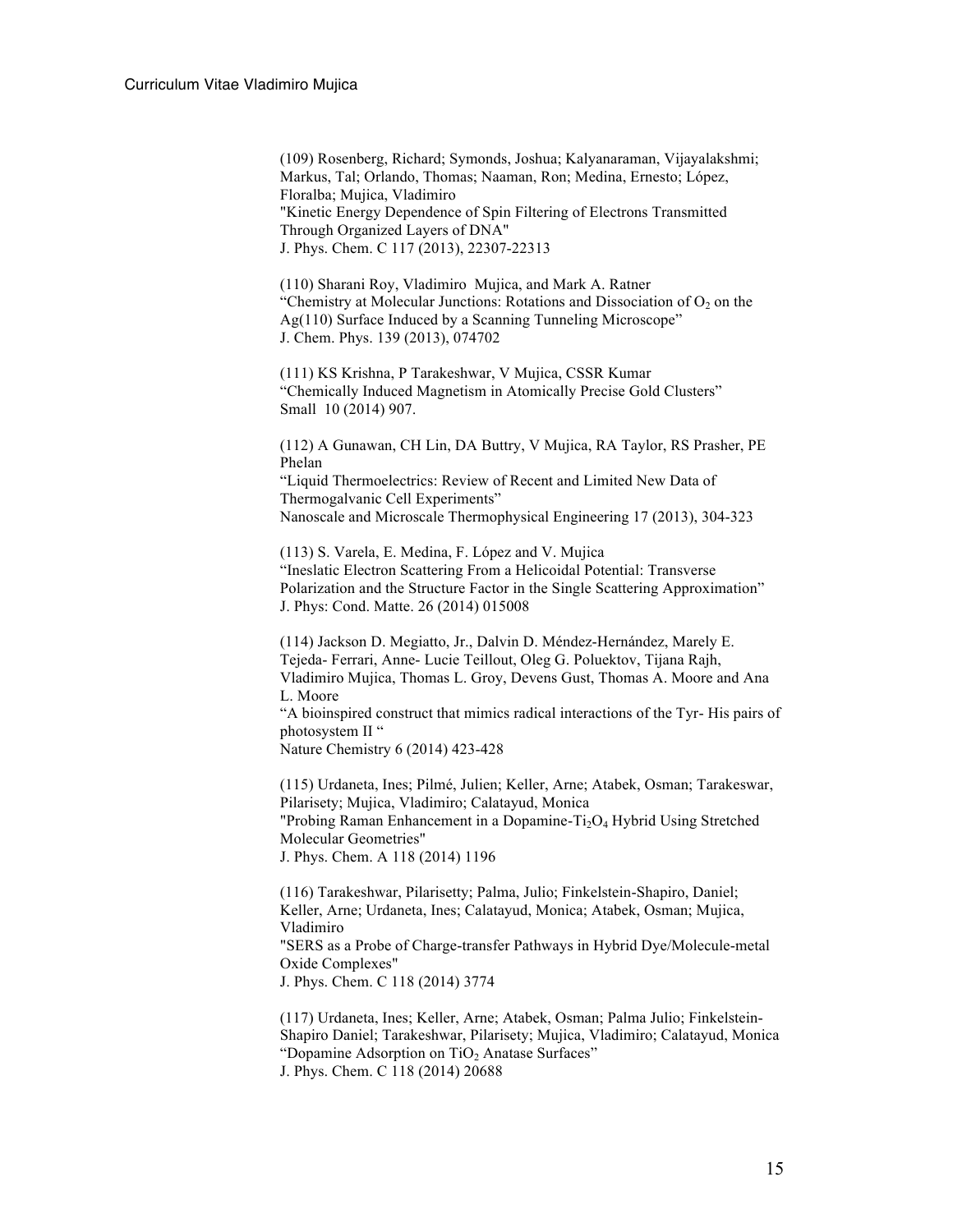(109) Rosenberg, Richard; Symonds, Joshua; Kalyanaraman, Vijayalakshmi; Markus, Tal; Orlando, Thomas; Naaman, Ron; Medina, Ernesto; López, Floralba; Mujica, Vladimiro
"Kinetic Energy Dependence of Spin Filtering of Electrons Transmitted Through Organized Layers of DNA"
J. Phys. Chem. C 117 (2013), 22307-22313

(110) Sharani Roy, Vladimiro Mujica, and Mark A. Ratner
"Chemistry at Molecular Junctions: Rotations and Dissociation of $O_2$ on the Ag(110) Surface Induced by a Scanning Tunneling Microscope"
J. Chem. Phys. 139 (2013), 074702

(111) KS Krishna, P Tarakeshwar, V Mujica, CSSR Kumar
"Chemically Induced Magnetism in Atomically Precise Gold Clusters"
Small 10 (2014) 907.

(112) A Gunawan, CH Lin, DA Buttry, V Mujica, RA Taylor, RS Prasher, PE Phelan
"Liquid Thermoelectrics: Review of Recent and Limited New Data of Thermogalvanic Cell Experiments"
Nanoscale and Microscale Thermophysical Engineering 17 (2013), 304-323

(113) S. Varela, E. Medina, F. López and V. Mujica
"Ineslatic Electron Scattering From a Helicoidal Potential: Transverse Polarization and the Structure Factor in the Single Scattering Approximation"
J. Phys: Cond. Matte. 26 (2014) 015008

(114) Jackson D. Megiatto, Jr., Dalvin D. Méndez-Hernández, Marely E. Tejeda- Ferrari, Anne- Lucie Teillout, Oleg G. Poluektov, Tijana Rajh, Vladimiro Mujica, Thomas L. Groy, Devens Gust, Thomas A. Moore and Ana L. Moore
"A bioinspired construct that mimics radical interactions of the Tyr- His pairs of photosystem II "
Nature Chemistry 6 (2014) 423-428

(115) Urdaneta, Ines; Pilmé, Julien; Keller, Arne; Atabek, Osman; Tarakeswar, Pilarisety; Mujica, Vladimiro; Calatayud, Monica
"Probing Raman Enhancement in a Dopamine-$Ti_2O_4$ Hybrid Using Stretched Molecular Geometries"
J. Phys. Chem. A 118 (2014) 1196

(116) Tarakeshwar, Pilarisetty; Palma, Julio; Finkelstein-Shapiro, Daniel; Keller, Arne; Urdaneta, Ines; Calatayud, Monica; Atabek, Osman; Mujica, Vladimiro
"SERS as a Probe of Charge-transfer Pathways in Hybrid Dye/Molecule-metal Oxide Complexes"
J. Phys. Chem. C 118 (2014) 3774

(117) Urdaneta, Ines; Keller, Arne; Atabek, Osman; Palma Julio; Finkelstein-Shapiro Daniel; Tarakeshwar, Pilarisety; Mujica, Vladimiro; Calatayud, Monica
"Dopamine Adsorption on $TiO_2$ Anatase Surfaces"
J. Phys. Chem. C 118 (2014) 20688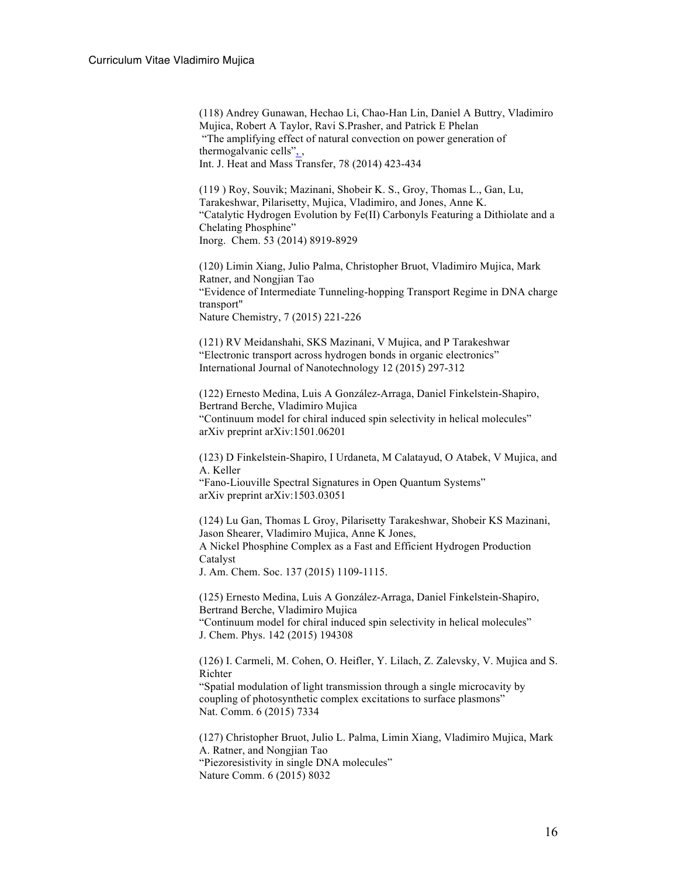(118) Andrey Gunawan, Hechao Li, Chao-Han Lin, Daniel A Buttry, Vladimiro Mujica, Robert A Taylor, Ravi S.Prasher, and Patrick E Phelan
"The amplifying effect of natural convection on power generation of thermogalvanic cells", ,
Int. J. Heat and Mass Transfer, 78 (2014) 423-434

(119 ) Roy, Souvik; Mazinani, Shobeir K. S., Groy, Thomas L., Gan, Lu, Tarakeshwar, Pilarisetty, Mujica, Vladimiro, and Jones, Anne K.
"Catalytic Hydrogen Evolution by Fe(II) Carbonyls Featuring a Dithiolate and a Chelating Phosphine"
Inorg. Chem. 53 (2014) 8919-8929

(120) Limin Xiang, Julio Palma, Christopher Bruot, Vladimiro Mujica, Mark Ratner, and Nongjian Tao
"Evidence of Intermediate Tunneling-hopping Transport Regime in DNA charge transport"
Nature Chemistry, 7 (2015) 221-226

(121) RV Meidanshahi, SKS Mazinani, V Mujica, and P Tarakeshwar
"Electronic transport across hydrogen bonds in organic electronics"
International Journal of Nanotechnology 12 (2015) 297-312

(122) Ernesto Medina, Luis A González-Arraga, Daniel Finkelstein-Shapiro, Bertrand Berche, Vladimiro Mujica
"Continuum model for chiral induced spin selectivity in helical molecules"
arXiv preprint arXiv:1501.06201

(123) D Finkelstein-Shapiro, I Urdaneta, M Calatayud, O Atabek, V Mujica, and A. Keller
"Fano-Liouville Spectral Signatures in Open Quantum Systems"
arXiv preprint arXiv:1503.03051

(124) Lu Gan, Thomas L Groy, Pilarisetty Tarakeshwar, Shobeir KS Mazinani, Jason Shearer, Vladimiro Mujica, Anne K Jones,
A Nickel Phosphine Complex as a Fast and Efficient Hydrogen Production Catalyst
J. Am. Chem. Soc. 137 (2015) 1109-1115.

(125) Ernesto Medina, Luis A González-Arraga, Daniel Finkelstein-Shapiro, Bertrand Berche, Vladimiro Mujica
"Continuum model for chiral induced spin selectivity in helical molecules"
J. Chem. Phys. 142 (2015) 194308

(126) I. Carmeli, M. Cohen, O. Heifler, Y. Lilach, Z. Zalevsky, V. Mujica and S. Richter
"Spatial modulation of light transmission through a single microcavity by coupling of photosynthetic complex excitations to surface plasmons"
Nat. Comm. 6 (2015) 7334

(127) Christopher Bruot, Julio L. Palma, Limin Xiang, Vladimiro Mujica, Mark A. Ratner, and Nongjian Tao
"Piezoresistivity in single DNA molecules"
Nature Comm. 6 (2015) 8032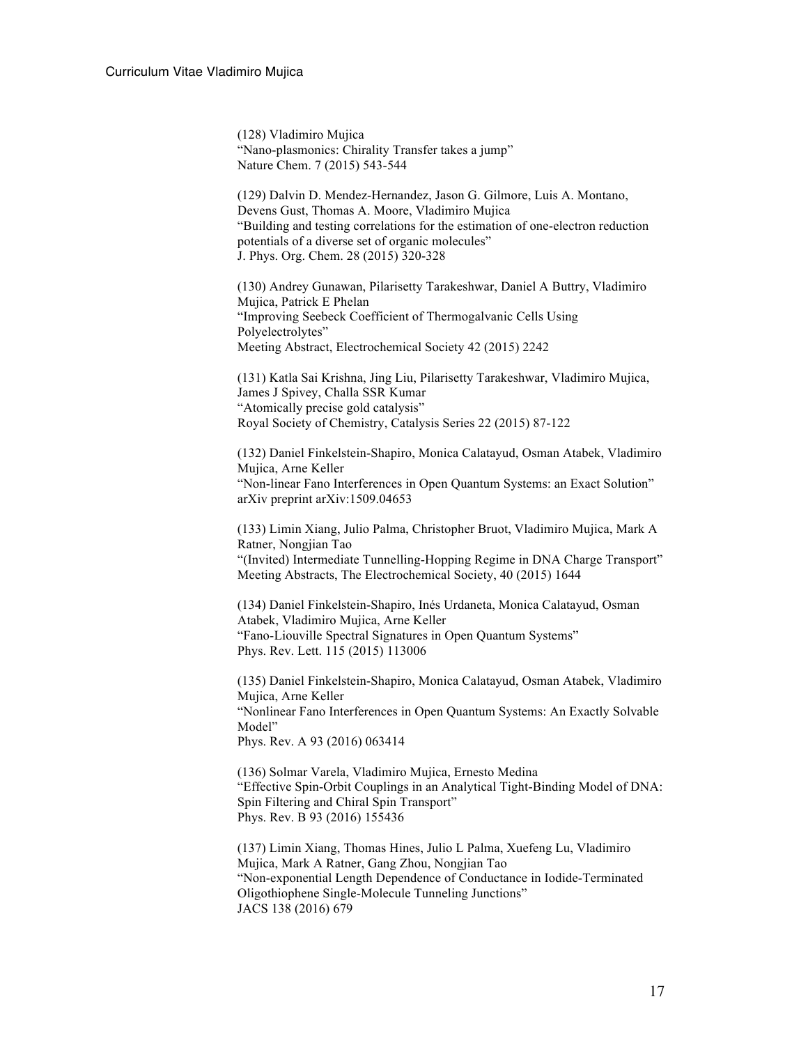(128) Vladimiro Mujica
"Nano-plasmonics: Chirality Transfer takes a jump"
Nature Chem. 7 (2015) 543-544

(129) Dalvin D. Mendez-Hernandez, Jason G. Gilmore, Luis A. Montano, Devens Gust, Thomas A. Moore, Vladimiro Mujica
"Building and testing correlations for the estimation of one-electron reduction potentials of a diverse set of organic molecules"
J. Phys. Org. Chem. 28 (2015) 320-328

(130) Andrey Gunawan, Pilarisetty Tarakeshwar, Daniel A Buttry, Vladimiro Mujica, Patrick E Phelan
"Improving Seebeck Coefficient of Thermogalvanic Cells Using Polyelectrolytes"
Meeting Abstract, Electrochemical Society 42 (2015) 2242

(131) Katla Sai Krishna, Jing Liu, Pilarisetty Tarakeshwar, Vladimiro Mujica, James J Spivey, Challa SSR Kumar
"Atomically precise gold catalysis"
Royal Society of Chemistry, Catalysis Series 22 (2015) 87-122

(132) Daniel Finkelstein-Shapiro, Monica Calatayud, Osman Atabek, Vladimiro Mujica, Arne Keller
"Non-linear Fano Interferences in Open Quantum Systems: an Exact Solution"
arXiv preprint arXiv:1509.04653

(133) Limin Xiang, Julio Palma, Christopher Bruot, Vladimiro Mujica, Mark A Ratner, Nongjian Tao
"(Invited) Intermediate Tunnelling-Hopping Regime in DNA Charge Transport"
Meeting Abstracts, The Electrochemical Society, 40 (2015) 1644

(134) Daniel Finkelstein-Shapiro, Inés Urdaneta, Monica Calatayud, Osman Atabek, Vladimiro Mujica, Arne Keller
"Fano-Liouville Spectral Signatures in Open Quantum Systems"
Phys. Rev. Lett. 115 (2015) 113006

(135) Daniel Finkelstein-Shapiro, Monica Calatayud, Osman Atabek, Vladimiro Mujica, Arne Keller
"Nonlinear Fano Interferences in Open Quantum Systems: An Exactly Solvable Model"
Phys. Rev. A 93 (2016) 063414

(136) Solmar Varela, Vladimiro Mujica, Ernesto Medina
"Effective Spin-Orbit Couplings in an Analytical Tight-Binding Model of DNA: Spin Filtering and Chiral Spin Transport"
Phys. Rev. B 93 (2016) 155436

(137) Limin Xiang, Thomas Hines, Julio L Palma, Xuefeng Lu, Vladimiro Mujica, Mark A Ratner, Gang Zhou, Nongjian Tao
"Non-exponential Length Dependence of Conductance in Iodide-Terminated Oligothiophene Single-Molecule Tunneling Junctions"
JACS 138 (2016) 679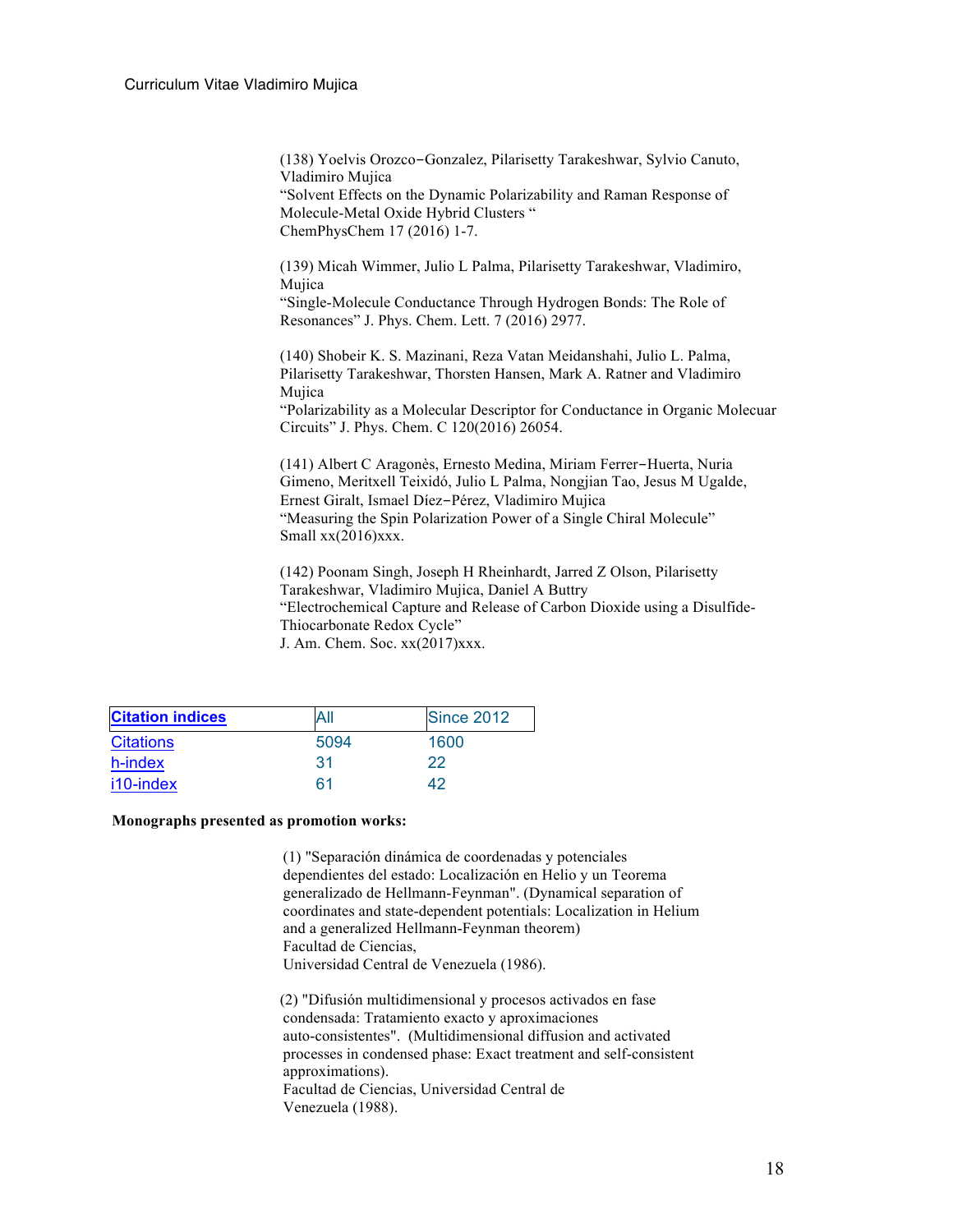(138) Yoelvis Orozco−Gonzalez, Pilarisetty Tarakeshwar, Sylvio Canuto, Vladimiro Mujica
"Solvent Effects on the Dynamic Polarizability and Raman Response of Molecule-Metal Oxide Hybrid Clusters "
ChemPhysChem 17 (2016) 1-7.

(139) Micah Wimmer, Julio L Palma, Pilarisetty Tarakeshwar, Vladimiro, Mujica
"Single-Molecule Conductance Through Hydrogen Bonds: The Role of Resonances" J. Phys. Chem. Lett. 7 (2016) 2977.

(140) Shobeir K. S. Mazinani, Reza Vatan Meidanshahi, Julio L. Palma, Pilarisetty Tarakeshwar, Thorsten Hansen, Mark A. Ratner and Vladimiro Mujica
"Polarizability as a Molecular Descriptor for Conductance in Organic Molecuar Circuits" J. Phys. Chem. C 120(2016) 26054.

(141) Albert C Aragonès, Ernesto Medina, Miriam Ferrer−Huerta, Nuria Gimeno, Meritxell Teixidó, Julio L Palma, Nongjian Tao, Jesus M Ugalde, Ernest Giralt, Ismael Díez−Pérez, Vladimiro Mujica
"Measuring the Spin Polarization Power of a Single Chiral Molecule"
Small xx(2016)xxx.

(142) Poonam Singh, Joseph H Rheinhardt, Jarred Z Olson, Pilarisetty Tarakeshwar, Vladimiro Mujica, Daniel A Buttry
"Electrochemical Capture and Release of Carbon Dioxide using a Disulfide-Thiocarbonate Redox Cycle"
J. Am. Chem. Soc. xx(2017)xxx.

| Citation indices | All | Since 2012 |
|---|---|---|
| Citations | 5094 | 1600 |
| h-index | 31 | 22 |
| i10-index | 61 | 42 |

**Monographs presented as promotion works:**

(1) "Separación dinámica de coordenadas y potenciales dependientes del estado: Localización en Helio y un Teorema generalizado de Hellmann-Feynman". (Dynamical separation of coordinates and state-dependent potentials: Localization in Helium and a generalized Hellmann-Feynman theorem)
Facultad de Ciencias,
Universidad Central de Venezuela (1986).

(2) "Difusión multidimensional y procesos activados en fase condensada: Tratamiento exacto y aproximaciones auto-consistentes". (Multidimensional diffusion and activated processes in condensed phase: Exact treatment and self-consistent approximations).
Facultad de Ciencias, Universidad Central de Venezuela (1988).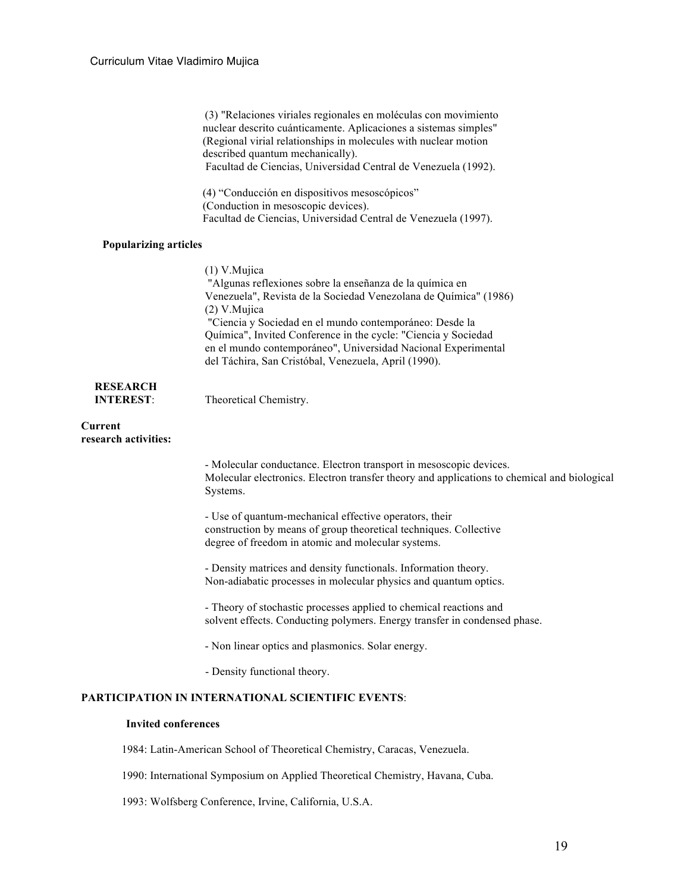(3) "Relaciones viriales regionales en moléculas con movimiento nuclear descrito cuánticamente. Aplicaciones a sistemas simples" (Regional virial relationships in molecules with nuclear motion described quantum mechanically).
Facultad de Ciencias, Universidad Central de Venezuela (1992).

(4) "Conducción en dispositivos mesoscópicos" (Conduction in mesoscopic devices).
Facultad de Ciencias, Universidad Central de Venezuela (1997).

**Popularizing articles**

(1) V.Mujica
"Algunas reflexiones sobre la enseñanza de la química en Venezuela", Revista de la Sociedad Venezolana de Química" (1986)

(2) V.Mujica
"Ciencia y Sociedad en el mundo contemporáneo: Desde la Química", Invited Conference in the cycle: "Ciencia y Sociedad en el mundo contemporáneo", Universidad Nacional Experimental del Táchira, San Cristóbal, Venezuela, April (1990).

**RESEARCH INTEREST**: Theoretical Chemistry.

**Current research activities:**

- Molecular conductance. Electron transport in mesoscopic devices. Molecular electronics. Electron transfer theory and applications to chemical and biological Systems.

- Use of quantum-mechanical effective operators, their construction by means of group theoretical techniques. Collective degree of freedom in atomic and molecular systems.

- Density matrices and density functionals. Information theory. Non-adiabatic processes in molecular physics and quantum optics.

- Theory of stochastic processes applied to chemical reactions and solvent effects. Conducting polymers. Energy transfer in condensed phase.

- Non linear optics and plasmonics. Solar energy.

- Density functional theory.

**PARTICIPATION IN INTERNATIONAL SCIENTIFIC EVENTS**:

**Invited conferences**

1984: Latin-American School of Theoretical Chemistry, Caracas, Venezuela.

1990: International Symposium on Applied Theoretical Chemistry, Havana, Cuba.

1993: Wolfsberg Conference, Irvine, California, U.S.A.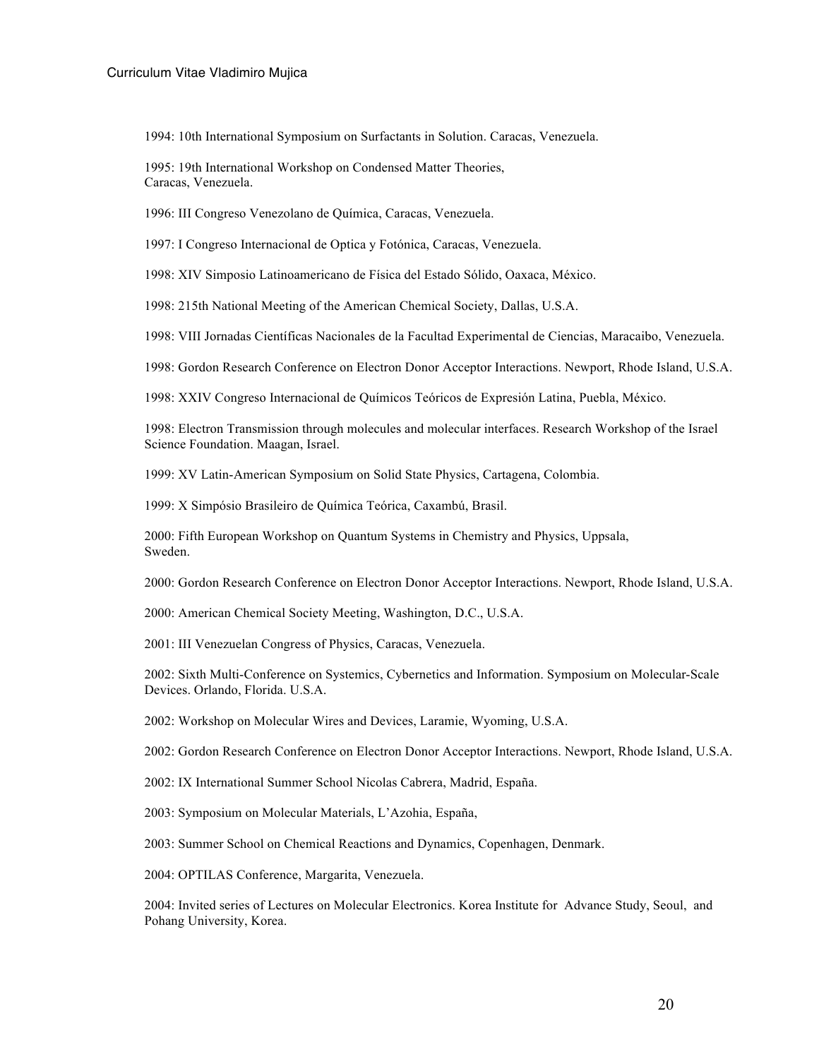1994: 10th International Symposium on Surfactants in Solution. Caracas, Venezuela.

1995: 19th International Workshop on Condensed Matter Theories, Caracas, Venezuela.

1996: III Congreso Venezolano de Química, Caracas, Venezuela.

1997: I Congreso Internacional de Optica y Fotónica, Caracas, Venezuela.

1998: XIV Simposio Latinoamericano de Física del Estado Sólido, Oaxaca, México.

1998: 215th National Meeting of the American Chemical Society, Dallas, U.S.A.

1998: VIII Jornadas Científicas Nacionales de la Facultad Experimental de Ciencias, Maracaibo, Venezuela.

1998: Gordon Research Conference on Electron Donor Acceptor Interactions. Newport, Rhode Island, U.S.A.

1998: XXIV Congreso Internacional de Químicos Teóricos de Expresión Latina, Puebla, México.

1998: Electron Transmission through molecules and molecular interfaces. Research Workshop of the Israel Science Foundation. Maagan, Israel.

1999: XV Latin-American Symposium on Solid State Physics, Cartagena, Colombia.

1999: X Simpósio Brasileiro de Química Teórica, Caxambú, Brasil.

2000: Fifth European Workshop on Quantum Systems in Chemistry and Physics, Uppsala, Sweden.

2000: Gordon Research Conference on Electron Donor Acceptor Interactions. Newport, Rhode Island, U.S.A.

2000: American Chemical Society Meeting, Washington, D.C., U.S.A.

2001: III Venezuelan Congress of Physics, Caracas, Venezuela.

2002: Sixth Multi-Conference on Systemics, Cybernetics and Information. Symposium on Molecular-Scale Devices. Orlando, Florida. U.S.A.

2002: Workshop on Molecular Wires and Devices, Laramie, Wyoming, U.S.A.

2002: Gordon Research Conference on Electron Donor Acceptor Interactions. Newport, Rhode Island, U.S.A.

2002: IX International Summer School Nicolas Cabrera, Madrid, España.

2003: Symposium on Molecular Materials, L'Azohia, España,

2003: Summer School on Chemical Reactions and Dynamics, Copenhagen, Denmark.

2004: OPTILAS Conference, Margarita, Venezuela.

2004: Invited series of Lectures on Molecular Electronics. Korea Institute for Advance Study, Seoul, and Pohang University, Korea.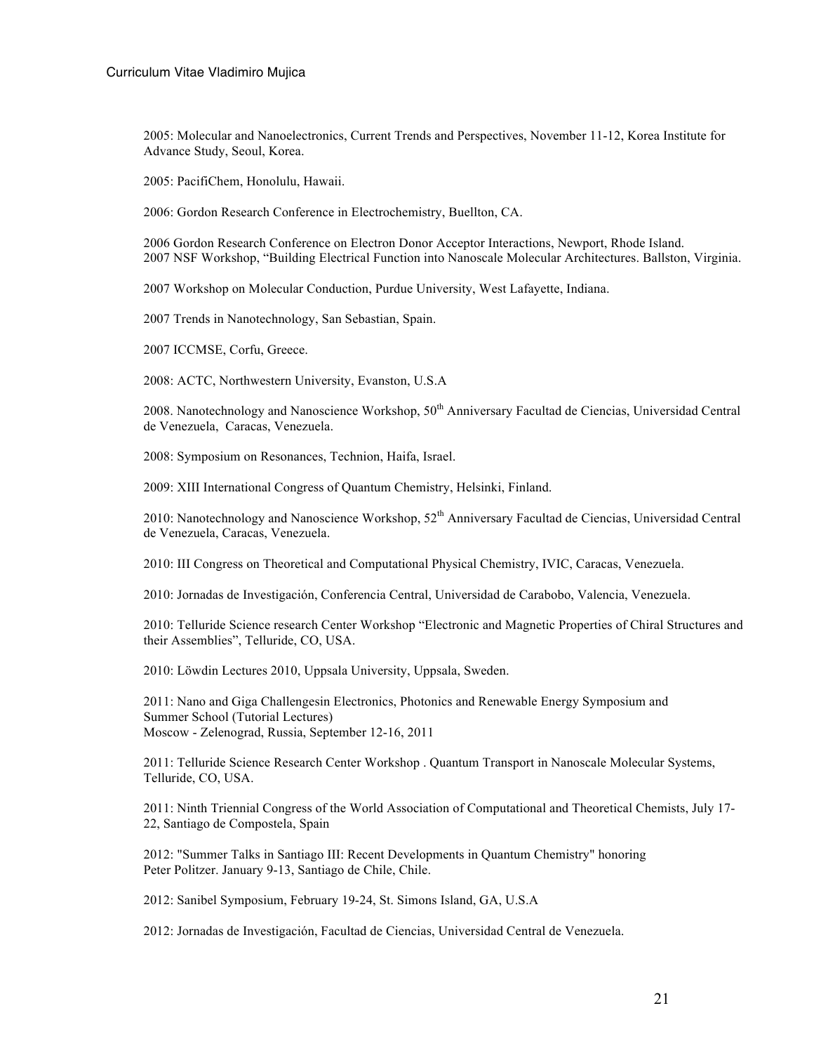2005: Molecular and Nanoelectronics, Current Trends and Perspectives, November 11-12, Korea Institute for Advance Study, Seoul, Korea.

2005: PacifiChem, Honolulu, Hawaii.

2006: Gordon Research Conference in Electrochemistry, Buellton, CA.

2006 Gordon Research Conference on Electron Donor Acceptor Interactions, Newport, Rhode Island.
2007 NSF Workshop, "Building Electrical Function into Nanoscale Molecular Architectures. Ballston, Virginia.

2007 Workshop on Molecular Conduction, Purdue University, West Lafayette, Indiana.

2007 Trends in Nanotechnology, San Sebastian, Spain.

2007 ICCMSE, Corfu, Greece.

2008: ACTC, Northwestern University, Evanston, U.S.A

2008. Nanotechnology and Nanoscience Workshop, 50th Anniversary Facultad de Ciencias, Universidad Central de Venezuela, Caracas, Venezuela.

2008: Symposium on Resonances, Technion, Haifa, Israel.

2009: XIII International Congress of Quantum Chemistry, Helsinki, Finland.

2010: Nanotechnology and Nanoscience Workshop, 52th Anniversary Facultad de Ciencias, Universidad Central de Venezuela, Caracas, Venezuela.

2010: III Congress on Theoretical and Computational Physical Chemistry, IVIC, Caracas, Venezuela.

2010: Jornadas de Investigación, Conferencia Central, Universidad de Carabobo, Valencia, Venezuela.

2010: Telluride Science research Center Workshop "Electronic and Magnetic Properties of Chiral Structures and their Assemblies", Telluride, CO, USA.

2010: Löwdin Lectures 2010, Uppsala University, Uppsala, Sweden.

2011: Nano and Giga Challengesin Electronics, Photonics and Renewable Energy Symposium and Summer School (Tutorial Lectures)
Moscow - Zelenograd, Russia, September 12-16, 2011

2011: Telluride Science Research Center Workshop . Quantum Transport in Nanoscale Molecular Systems, Telluride, CO, USA.

2011: Ninth Triennial Congress of the World Association of Computational and Theoretical Chemists, July 17-22, Santiago de Compostela, Spain

2012: "Summer Talks in Santiago III: Recent Developments in Quantum Chemistry" honoring Peter Politzer. January 9-13, Santiago de Chile, Chile.

2012: Sanibel Symposium, February 19-24, St. Simons Island, GA, U.S.A

2012: Jornadas de Investigación, Facultad de Ciencias, Universidad Central de Venezuela.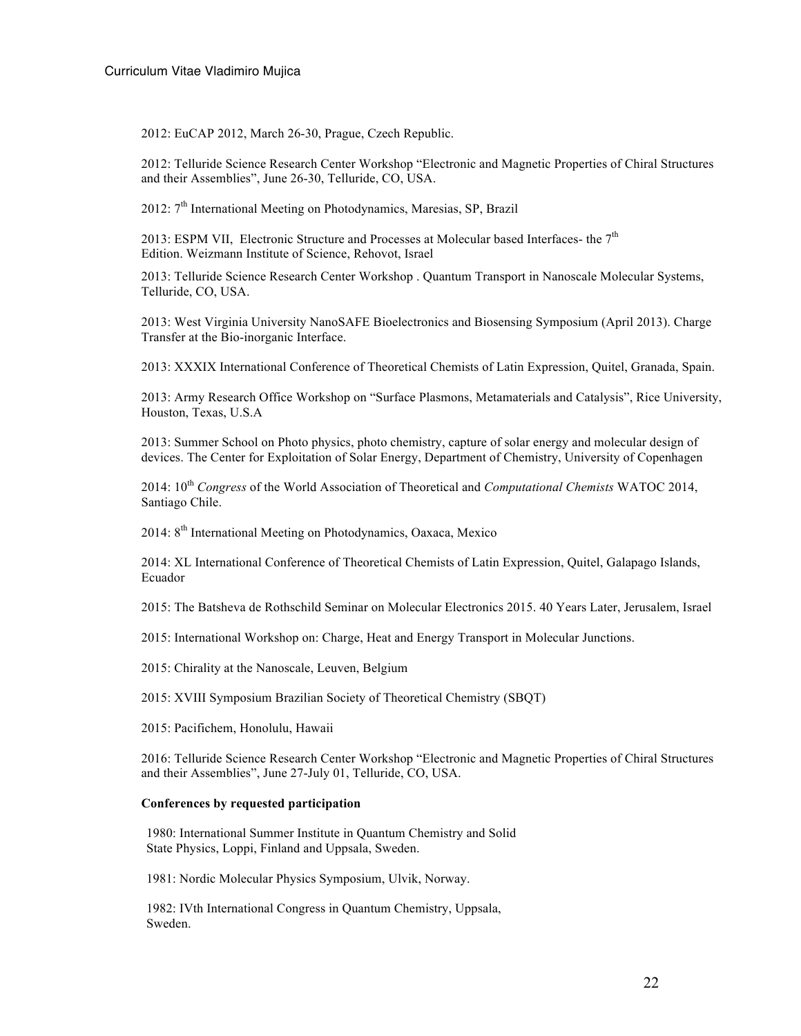2012: EuCAP 2012, March 26-30, Prague, Czech Republic.

2012: Telluride Science Research Center Workshop "Electronic and Magnetic Properties of Chiral Structures and their Assemblies", June 26-30, Telluride, CO, USA.

2012: 7th International Meeting on Photodynamics, Maresias, SP, Brazil

2013: ESPM VII, Electronic Structure and Processes at Molecular based Interfaces- the 7th Edition. Weizmann Institute of Science, Rehovot, Israel

2013: Telluride Science Research Center Workshop . Quantum Transport in Nanoscale Molecular Systems, Telluride, CO, USA.

2013: West Virginia University NanoSAFE Bioelectronics and Biosensing Symposium (April 2013). Charge Transfer at the Bio-inorganic Interface.

2013: XXXIX International Conference of Theoretical Chemists of Latin Expression, Quitel, Granada, Spain.

2013: Army Research Office Workshop on "Surface Plasmons, Metamaterials and Catalysis", Rice University, Houston, Texas, U.S.A

2013: Summer School on Photo physics, photo chemistry, capture of solar energy and molecular design of devices. The Center for Exploitation of Solar Energy, Department of Chemistry, University of Copenhagen

2014: 10th *Congress* of the World Association of Theoretical and *Computational Chemists* WATOC 2014, Santiago Chile.

2014: 8th International Meeting on Photodynamics, Oaxaca, Mexico

2014: XL International Conference of Theoretical Chemists of Latin Expression, Quitel, Galapago Islands, Ecuador

2015: The Batsheva de Rothschild Seminar on Molecular Electronics 2015. 40 Years Later, Jerusalem, Israel

2015: International Workshop on: Charge, Heat and Energy Transport in Molecular Junctions.

2015: Chirality at the Nanoscale, Leuven, Belgium

2015: XVIII Symposium Brazilian Society of Theoretical Chemistry (SBQT)

2015: Pacifichem, Honolulu, Hawaii

2016: Telluride Science Research Center Workshop "Electronic and Magnetic Properties of Chiral Structures and their Assemblies", June 27-July 01, Telluride, CO, USA.

**Conferences by requested participation**

1980: International Summer Institute in Quantum Chemistry and Solid State Physics, Loppi, Finland and Uppsala, Sweden.

1981: Nordic Molecular Physics Symposium, Ulvik, Norway.

1982: IVth International Congress in Quantum Chemistry, Uppsala, Sweden.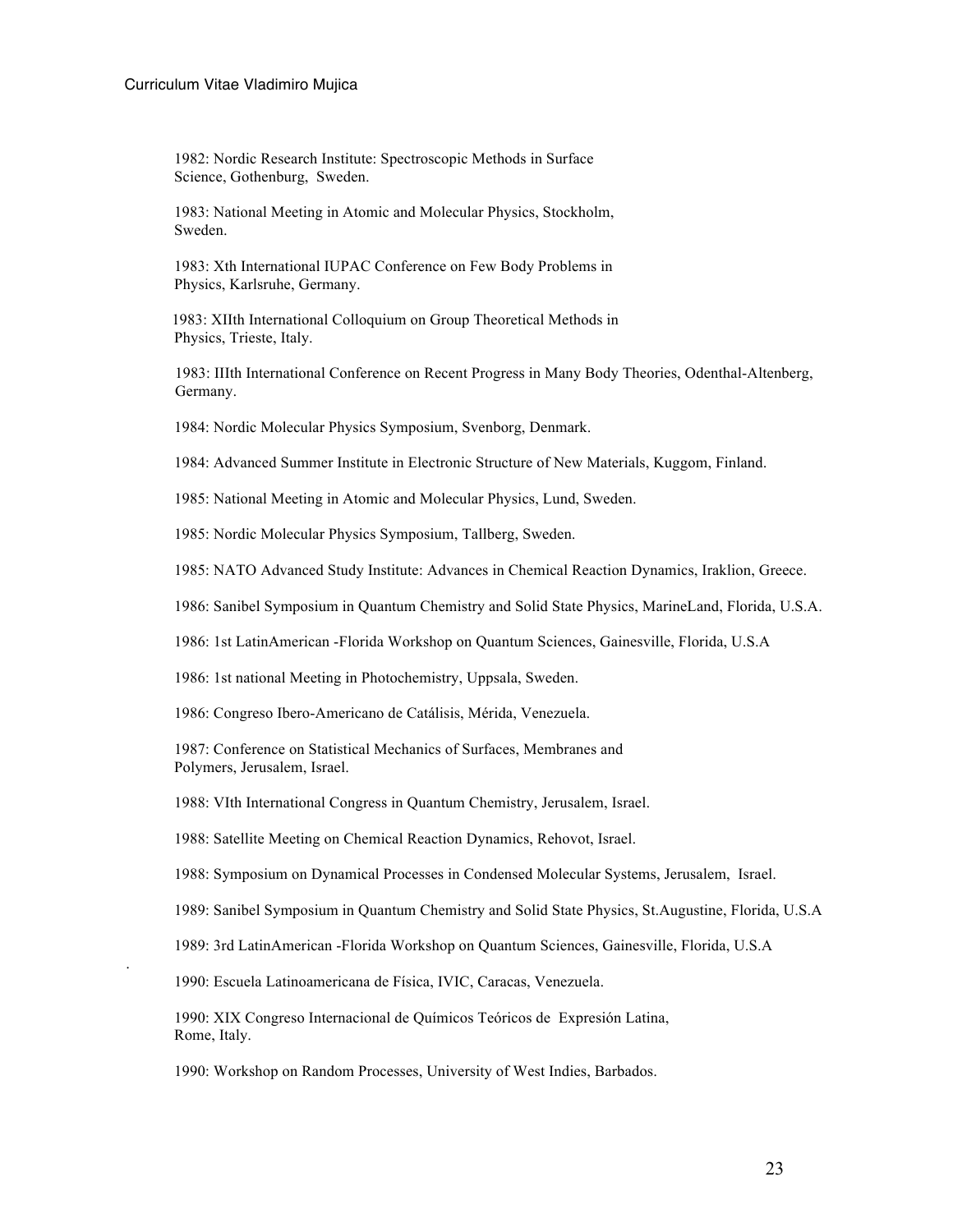1982: Nordic Research Institute: Spectroscopic Methods in Surface Science, Gothenburg, Sweden.

1983: National Meeting in Atomic and Molecular Physics, Stockholm, Sweden.

1983: Xth International IUPAC Conference on Few Body Problems in Physics, Karlsruhe, Germany.

1983: XIIth International Colloquium on Group Theoretical Methods in Physics, Trieste, Italy.

1983: IIIth International Conference on Recent Progress in Many Body Theories, Odenthal-Altenberg, Germany.

1984: Nordic Molecular Physics Symposium, Svenborg, Denmark.

1984: Advanced Summer Institute in Electronic Structure of New Materials, Kuggom, Finland.

1985: National Meeting in Atomic and Molecular Physics, Lund, Sweden.

1985: Nordic Molecular Physics Symposium, Tallberg, Sweden.

1985: NATO Advanced Study Institute: Advances in Chemical Reaction Dynamics, Iraklion, Greece.

1986: Sanibel Symposium in Quantum Chemistry and Solid State Physics, MarineLand, Florida, U.S.A.

1986: 1st LatinAmerican -Florida Workshop on Quantum Sciences, Gainesville, Florida, U.S.A

1986: 1st national Meeting in Photochemistry, Uppsala, Sweden.

1986: Congreso Ibero-Americano de Catálisis, Mérida, Venezuela.

1987: Conference on Statistical Mechanics of Surfaces, Membranes and Polymers, Jerusalem, Israel.

1988: VIth International Congress in Quantum Chemistry, Jerusalem, Israel.

1988: Satellite Meeting on Chemical Reaction Dynamics, Rehovot, Israel.

1988: Symposium on Dynamical Processes in Condensed Molecular Systems, Jerusalem, Israel.

1989: Sanibel Symposium in Quantum Chemistry and Solid State Physics, St.Augustine, Florida, U.S.A

1989: 3rd LatinAmerican -Florida Workshop on Quantum Sciences, Gainesville, Florida, U.S.A

1990: Escuela Latinoamericana de Física, IVIC, Caracas, Venezuela.

1990: XIX Congreso Internacional de Químicos Teóricos de Expresión Latina, Rome, Italy.

1990: Workshop on Random Processes, University of West Indies, Barbados.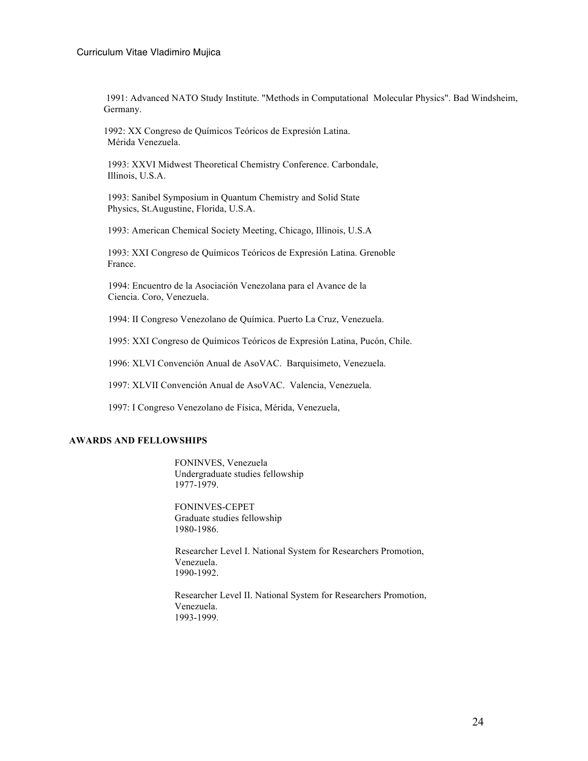1991: Advanced NATO Study Institute. "Methods in Computational Molecular Physics". Bad Windsheim, Germany.

1992: XX Congreso de Químicos Teóricos de Expresión Latina. Mérida Venezuela.

1993: XXVI Midwest Theoretical Chemistry Conference. Carbondale, Illinois, U.S.A.

1993: Sanibel Symposium in Quantum Chemistry and Solid State Physics, St.Augustine, Florida, U.S.A.

1993: American Chemical Society Meeting, Chicago, Illinois, U.S.A

1993: XXI Congreso de Químicos Teóricos de Expresión Latina. Grenoble France.

1994: Encuentro de la Asociación Venezolana para el Avance de la Ciencia. Coro, Venezuela.

1994: II Congreso Venezolano de Química. Puerto La Cruz, Venezuela.

1995: XXI Congreso de Químicos Teóricos de Expresión Latina, Pucón, Chile.

1996: XLVI Convención Anual de AsoVAC. Barquisimeto, Venezuela.

1997: XLVII Convención Anual de AsoVAC. Valencia, Venezuela.

1997: I Congreso Venezolano de Física, Mérida, Venezuela,

**AWARDS AND FELLOWSHIPS**

FONINVES, Venezuela
Undergraduate studies fellowship
1977-1979.

FONINVES-CEPET
Graduate studies fellowship
1980-1986.

Researcher Level I. National System for Researchers Promotion, Venezuela.
1990-1992.

Researcher Level II. National System for Researchers Promotion, Venezuela.
1993-1999.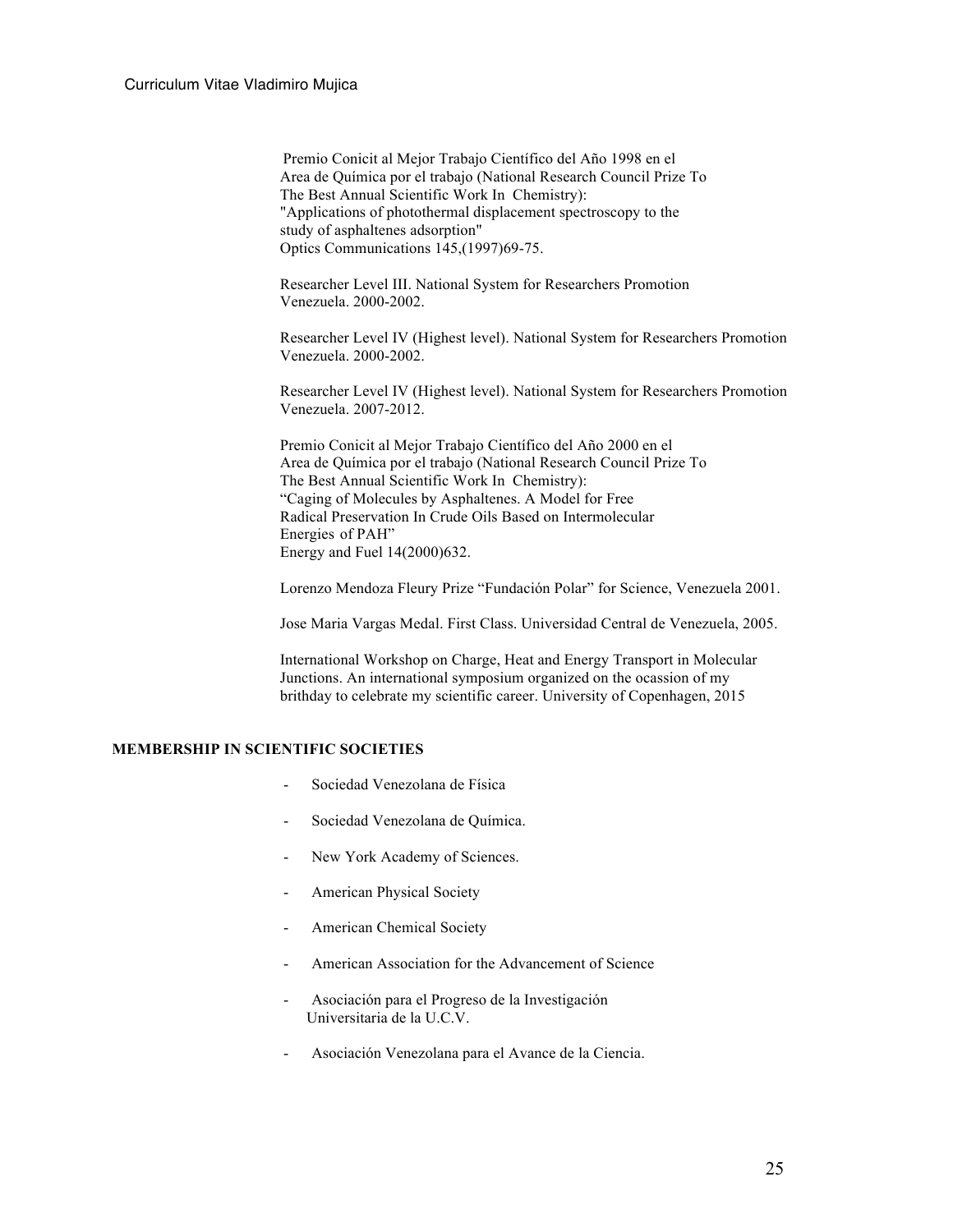Premio Conicit al Mejor Trabajo Científico del Año 1998 en el Area de Química por el trabajo (National Research Council Prize To The Best Annual Scientific Work In Chemistry):
"Applications of photothermal displacement spectroscopy to the study of asphaltenes adsorption"
Optics Communications 145,(1997)69-75.

Researcher Level III. National System for Researchers Promotion Venezuela. 2000-2002.

Researcher Level IV (Highest level). National System for Researchers Promotion Venezuela. 2000-2002.

Researcher Level IV (Highest level). National System for Researchers Promotion Venezuela. 2007-2012.

Premio Conicit al Mejor Trabajo Científico del Año 2000 en el Area de Química por el trabajo (National Research Council Prize To The Best Annual Scientific Work In Chemistry):
"Caging of Molecules by Asphaltenes. A Model for Free Radical Preservation In Crude Oils Based on Intermolecular Energies of PAH"
Energy and Fuel 14(2000)632.

Lorenzo Mendoza Fleury Prize "Fundación Polar" for Science, Venezuela 2001.

Jose Maria Vargas Medal. First Class. Universidad Central de Venezuela, 2005.

International Workshop on Charge, Heat and Energy Transport in Molecular Junctions. An international symposium organized on the ocassion of my brithday to celebrate my scientific career. University of Copenhagen, 2015

**MEMBERSHIP IN SCIENTIFIC SOCIETIES**

- Sociedad Venezolana de Física
- Sociedad Venezolana de Química.
- New York Academy of Sciences.
- American Physical Society
- American Chemical Society
- American Association for the Advancement of Science
- Asociación para el Progreso de la Investigación Universitaria de la U.C.V.
- Asociación Venezolana para el Avance de la Ciencia.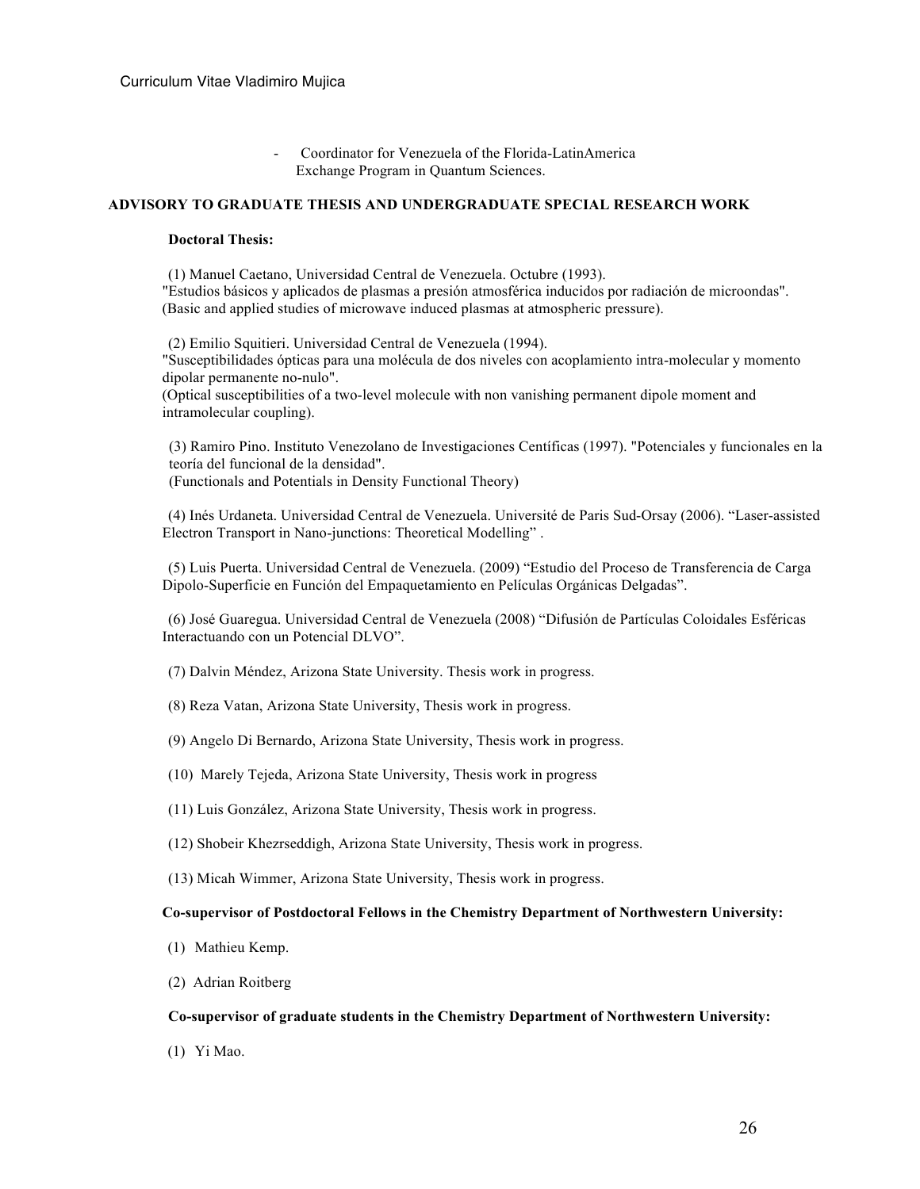- Coordinator for Venezuela of the Florida-LatinAmerica Exchange Program in Quantum Sciences.

## ADVISORY TO GRADUATE THESIS AND UNDERGRADUATE SPECIAL RESEARCH WORK

### Doctoral Thesis:

(1) Manuel Caetano, Universidad Central de Venezuela. Octubre (1993).
"Estudios básicos y aplicados de plasmas a presión atmosférica inducidos por radiación de microondas".
(Basic and applied studies of microwave induced plasmas at atmospheric pressure).

(2) Emilio Squitieri. Universidad Central de Venezuela (1994).
"Susceptibilidades ópticas para una molécula de dos niveles con acoplamiento intra-molecular y momento dipolar permanente no-nulo".
(Optical susceptibilities of a two-level molecule with non vanishing permanent dipole moment and intramolecular coupling).

(3) Ramiro Pino. Instituto Venezolano de Investigaciones Centíficas (1997). "Potenciales y funcionales en la teoría del funcional de la densidad".
(Functionals and Potentials in Density Functional Theory)

(4) Inés Urdaneta. Universidad Central de Venezuela. Université de Paris Sud-Orsay (2006). "Laser-assisted Electron Transport in Nano-junctions: Theoretical Modelling" .

(5) Luis Puerta. Universidad Central de Venezuela. (2009) "Estudio del Proceso de Transferencia de Carga Dipolo-Superficie en Función del Empaquetamiento en Películas Orgánicas Delgadas".

(6) José Guaregua. Universidad Central de Venezuela (2008) "Difusión de Partículas Coloidales Esféricas Interactuando con un Potencial DLVO".

(7) Dalvin Méndez, Arizona State University. Thesis work in progress.

(8) Reza Vatan, Arizona State University, Thesis work in progress.

(9) Angelo Di Bernardo, Arizona State University, Thesis work in progress.

(10) Marely Tejeda, Arizona State University, Thesis work in progress

(11) Luis González, Arizona State University, Thesis work in progress.

(12) Shobeir Khezrseddigh, Arizona State University, Thesis work in progress.

(13) Micah Wimmer, Arizona State University, Thesis work in progress.

### Co-supervisor of Postdoctoral Fellows in the Chemistry Department of Northwestern University:

(1) Mathieu Kemp.

(2) Adrian Roitberg

### Co-supervisor of graduate students in the Chemistry Department of Northwestern University:

(1) Yi Mao.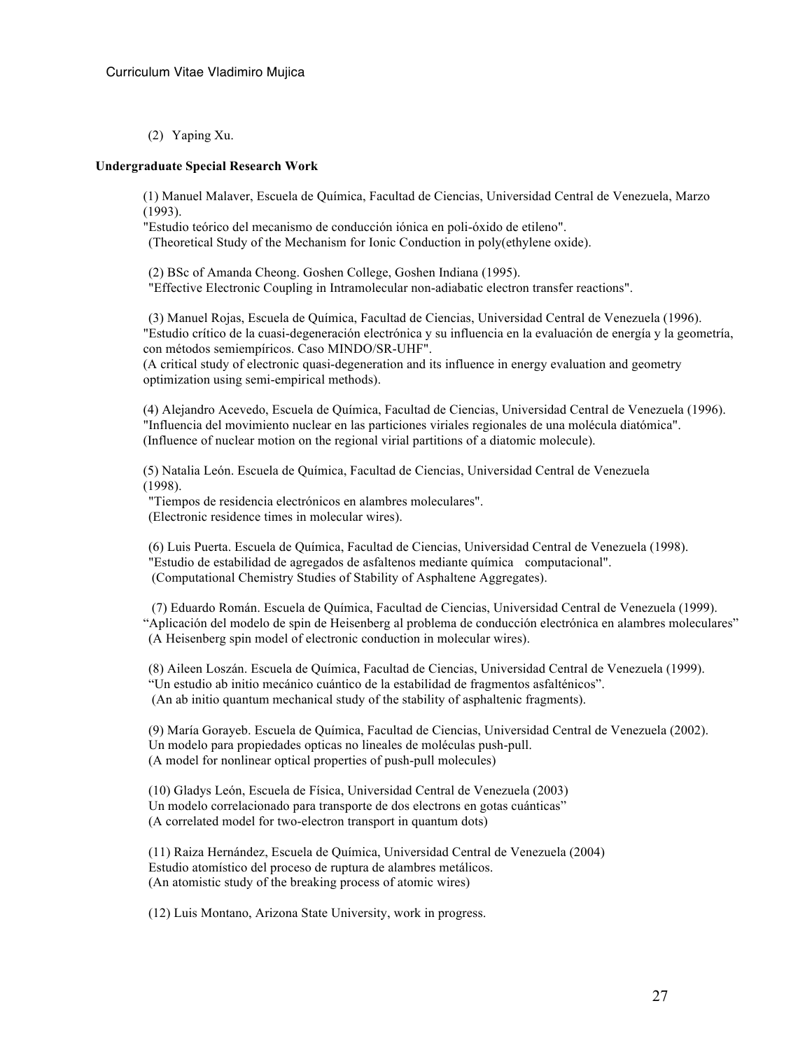(2) Yaping Xu.

**Undergraduate Special Research Work**

(1) Manuel Malaver, Escuela de Química, Facultad de Ciencias, Universidad Central de Venezuela, Marzo (1993).
"Estudio teórico del mecanismo de conducción iónica en poli-óxido de etileno".
(Theoretical Study of the Mechanism for Ionic Conduction in poly(ethylene oxide).

(2) BSc of Amanda Cheong. Goshen College, Goshen Indiana (1995).
"Effective Electronic Coupling in Intramolecular non-adiabatic electron transfer reactions".

(3) Manuel Rojas, Escuela de Química, Facultad de Ciencias, Universidad Central de Venezuela (1996).
"Estudio crítico de la cuasi-degeneración electrónica y su influencia en la evaluación de energía y la geometría, con métodos semiempíricos. Caso MINDO/SR-UHF".
(A critical study of electronic quasi-degeneration and its influence in energy evaluation and geometry optimization using semi-empirical methods).

(4) Alejandro Acevedo, Escuela de Química, Facultad de Ciencias, Universidad Central de Venezuela (1996).
"Influencia del movimiento nuclear en las particiones viriales regionales de una molécula diatómica".
(Influence of nuclear motion on the regional virial partitions of a diatomic molecule).

(5) Natalia León. Escuela de Química, Facultad de Ciencias, Universidad Central de Venezuela (1998).
"Tiempos de residencia electrónicos en alambres moleculares".
(Electronic residence times in molecular wires).

(6) Luis Puerta. Escuela de Química, Facultad de Ciencias, Universidad Central de Venezuela (1998).
"Estudio de estabilidad de agregados de asfaltenos mediante química computacional".
(Computational Chemistry Studies of Stability of Asphaltene Aggregates).

(7) Eduardo Román. Escuela de Química, Facultad de Ciencias, Universidad Central de Venezuela (1999).
"Aplicación del modelo de spin de Heisenberg al problema de conducción electrónica en alambres moleculares"
(A Heisenberg spin model of electronic conduction in molecular wires).

(8) Aileen Loszán. Escuela de Química, Facultad de Ciencias, Universidad Central de Venezuela (1999).
"Un estudio ab initio mecánico cuántico de la estabilidad de fragmentos asfalténicos".
(An ab initio quantum mechanical study of the stability of asphaltenic fragments).

(9) María Gorayeb. Escuela de Química, Facultad de Ciencias, Universidad Central de Venezuela (2002).
Un modelo para propiedades opticas no lineales de moléculas push-pull.
(A model for nonlinear optical properties of push-pull molecules)

(10) Gladys León, Escuela de Física, Universidad Central de Venezuela (2003)
Un modelo correlacionado para transporte de dos electrons en gotas cuánticas"
(A correlated model for two-electron transport in quantum dots)

(11) Raiza Hernández, Escuela de Química, Universidad Central de Venezuela (2004)
Estudio atomístico del proceso de ruptura de alambres metálicos.
(An atomistic study of the breaking process of atomic wires)

(12) Luis Montano, Arizona State University, work in progress.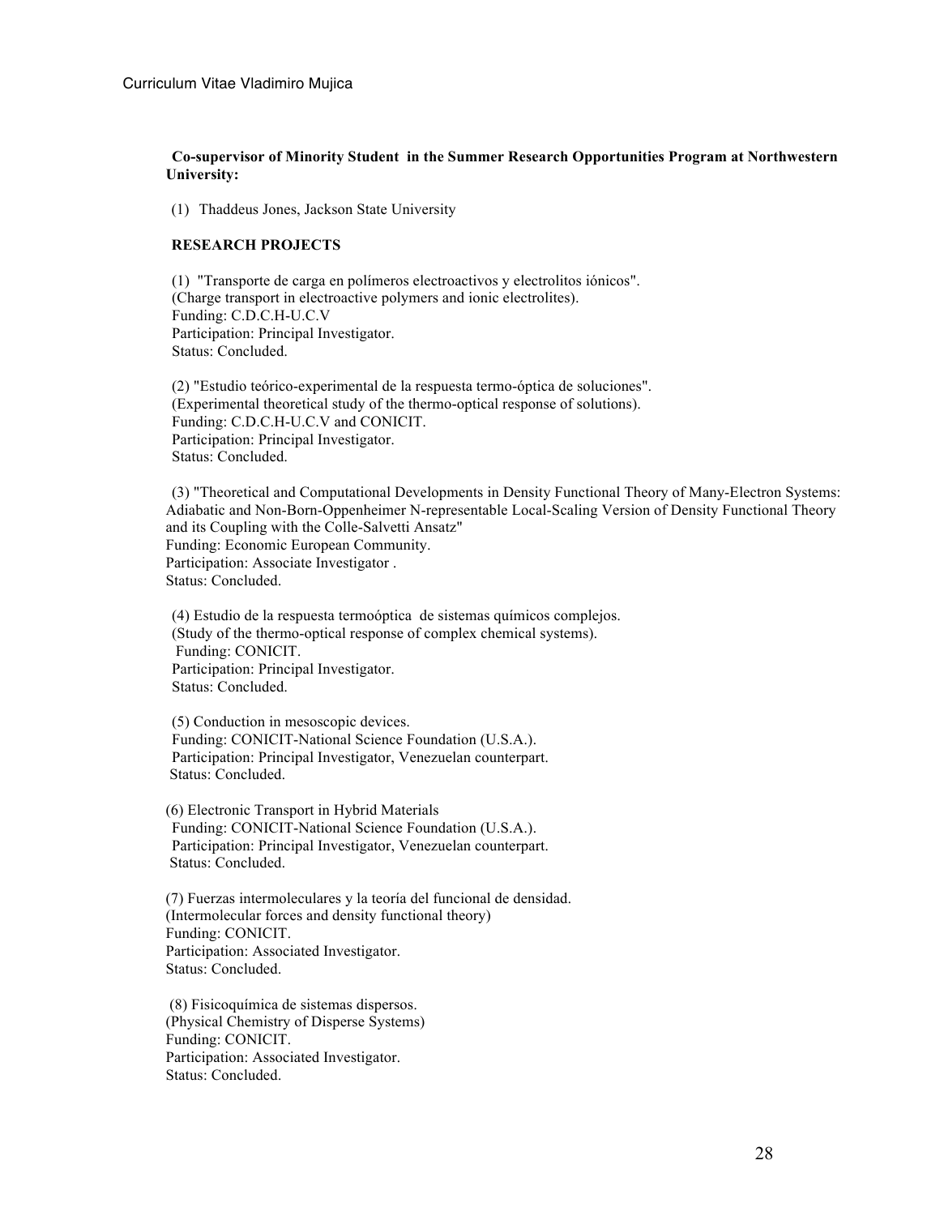**Co-supervisor of Minority Student in the Summer Research Opportunities Program at Northwestern University:**

(1) Thaddeus Jones, Jackson State University

**RESEARCH PROJECTS**

(1) "Transporte de carga en polímeros electroactivos y electrolitos iónicos".
(Charge transport in electroactive polymers and ionic electrolites).
Funding: C.D.C.H-U.C.V
Participation: Principal Investigator.
Status: Concluded.

(2) "Estudio teórico-experimental de la respuesta termo-óptica de soluciones".
(Experimental theoretical study of the thermo-optical response of solutions).
Funding: C.D.C.H-U.C.V and CONICIT.
Participation: Principal Investigator.
Status: Concluded.

(3) "Theoretical and Computational Developments in Density Functional Theory of Many-Electron Systems: Adiabatic and Non-Born-Oppenheimer N-representable Local-Scaling Version of Density Functional Theory and its Coupling with the Colle-Salvetti Ansatz"
Funding: Economic European Community.
Participation: Associate Investigator .
Status: Concluded.

(4) Estudio de la respuesta termoóptica de sistemas químicos complejos.
(Study of the thermo-optical response of complex chemical systems).
Funding: CONICIT.
Participation: Principal Investigator.
Status: Concluded.

(5) Conduction in mesoscopic devices.
Funding: CONICIT-National Science Foundation (U.S.A.).
Participation: Principal Investigator, Venezuelan counterpart.
Status: Concluded.

(6) Electronic Transport in Hybrid Materials
Funding: CONICIT-National Science Foundation (U.S.A.).
Participation: Principal Investigator, Venezuelan counterpart.
Status: Concluded.

(7) Fuerzas intermoleculares y la teoría del funcional de densidad.
(Intermolecular forces and density functional theory)
Funding: CONICIT.
Participation: Associated Investigator.
Status: Concluded.

(8) Fisicoquímica de sistemas dispersos.
(Physical Chemistry of Disperse Systems)
Funding: CONICIT.
Participation: Associated Investigator.
Status: Concluded.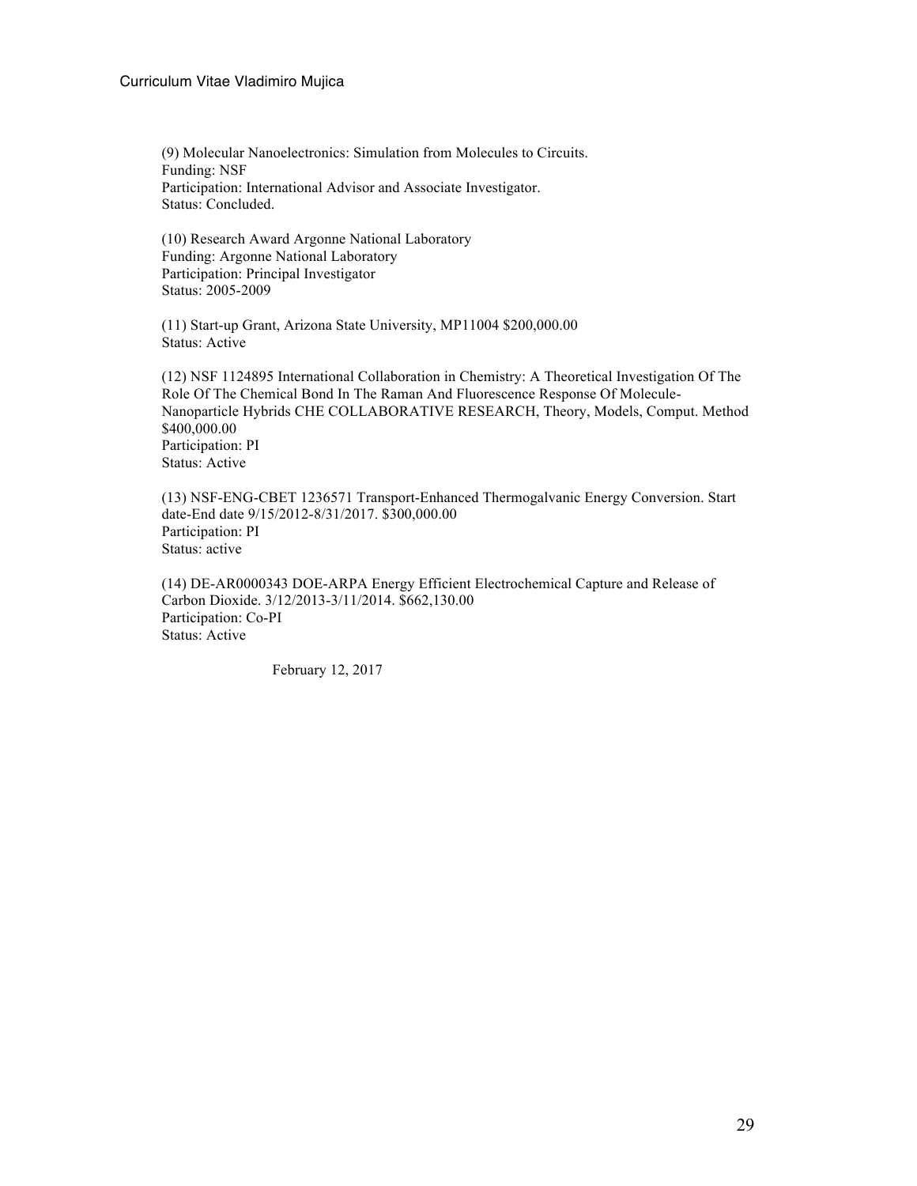(9) Molecular Nanoelectronics: Simulation from Molecules to Circuits.
Funding: NSF
Participation: International Advisor and Associate Investigator.
Status: Concluded.

(10) Research Award Argonne National Laboratory
Funding: Argonne National Laboratory
Participation: Principal Investigator
Status: 2005-2009

(11) Start-up Grant, Arizona State University, MP11004 $200,000.00
Status: Active

(12) NSF 1124895 International Collaboration in Chemistry: A Theoretical Investigation Of The Role Of The Chemical Bond In The Raman And Fluorescence Response Of Molecule-Nanoparticle Hybrids CHE COLLABORATIVE RESEARCH, Theory, Models, Comput. Method $400,000.00
Participation: PI
Status: Active

(13) NSF-ENG-CBET 1236571 Transport-Enhanced Thermogalvanic Energy Conversion. Start date-End date 9/15/2012-8/31/2017. $300,000.00
Participation: PI
Status: active

(14) DE-AR0000343 DOE-ARPA Energy Efficient Electrochemical Capture and Release of Carbon Dioxide. 3/12/2013-3/11/2014. $662,130.00
Participation: Co-PI
Status: Active

February 12, 2017